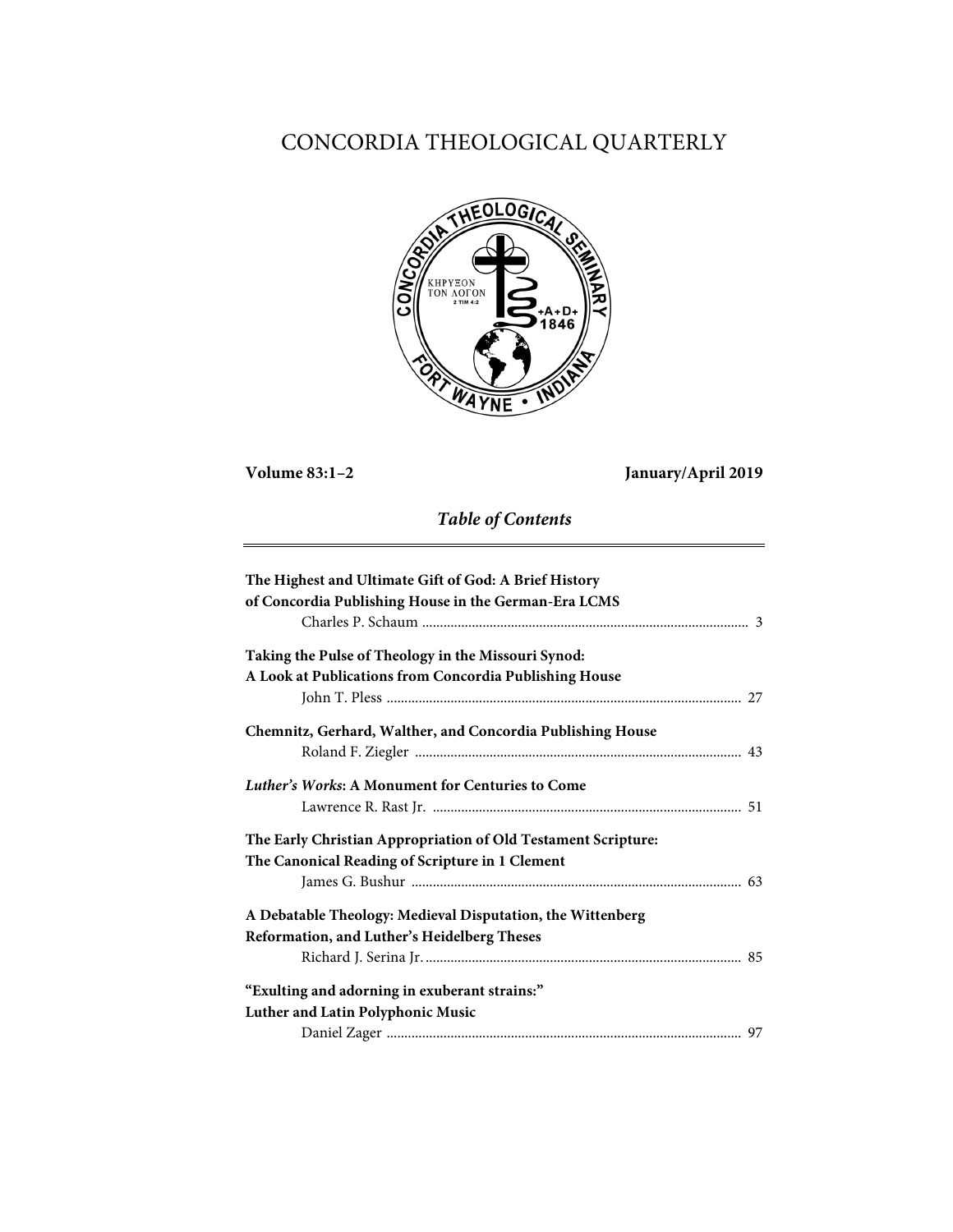# CONCORDIA THEOLOGICAL QUARTERLY

**Volume 83:1–2** **January/April 2019**

## *Table of Contents*

**The Highest and Ultimate Gift of God: A Brief History of Concordia Publishing House in the German-Era LCMS**
Charles P. Schaum ........................................................................................ 3

**Taking the Pulse of Theology in the Missouri Synod: A Look at Publications from Concordia Publishing House**
John T. Pless ................................................................................................ 27

**Chemnitz, Gerhard, Walther, and Concordia Publishing House**
Roland F. Ziegler ........................................................................................ 43

***Luther's Works*: A Monument for Centuries to Come**
Lawrence R. Rast Jr. .................................................................................. 51

**The Early Christian Appropriation of Old Testament Scripture: The Canonical Reading of Scripture in 1 Clement**
James G. Bushur .......................................................................................... 63

**A Debatable Theology: Medieval Disputation, the Wittenberg Reformation, and Luther's Heidelberg Theses**
Richard J. Serina Jr. ..................................................................................... 85

**"Exulting and adorning in exuberant strains:" Luther and Latin Polyphonic Music**
Daniel Zager ................................................................................................ 97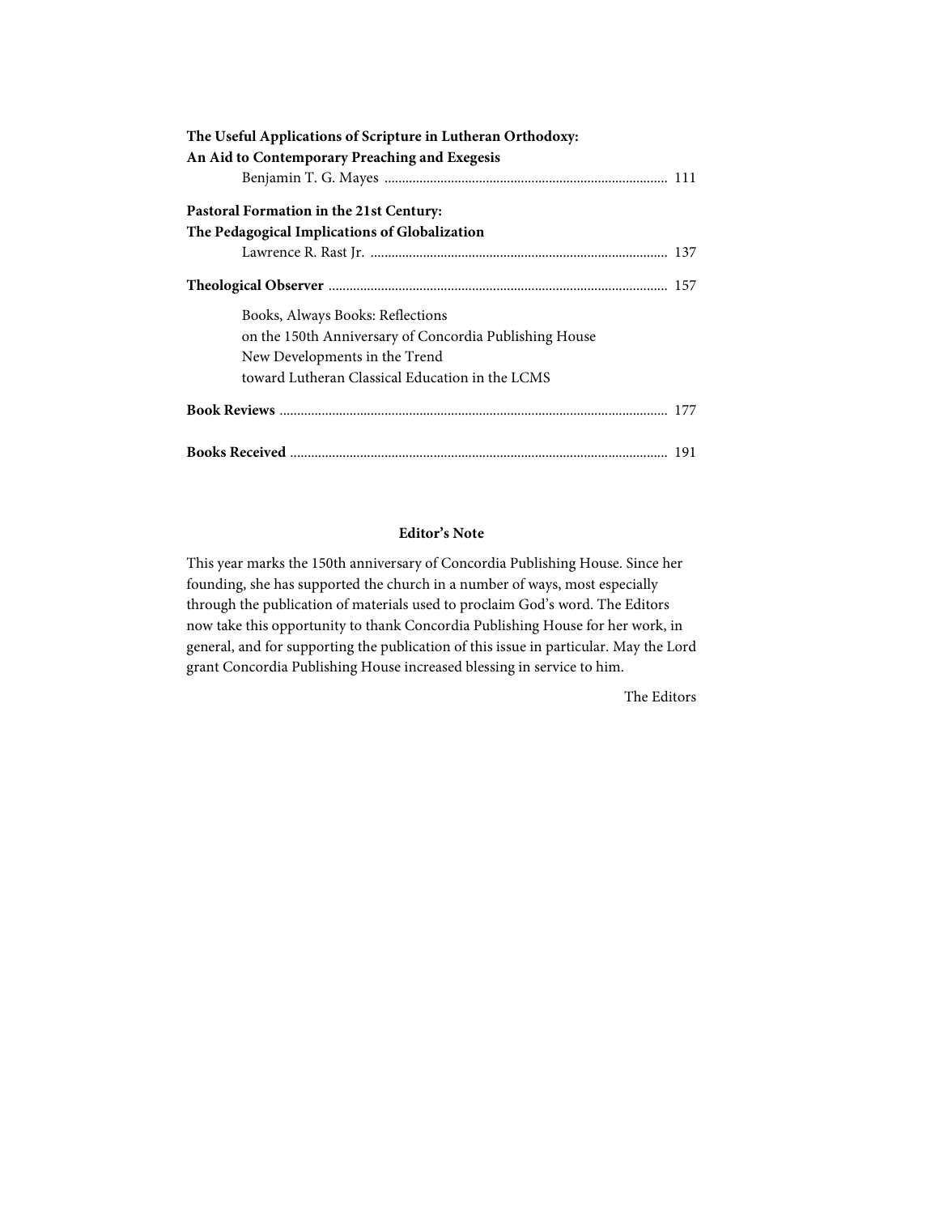**The Useful Applications of Scripture in Lutheran Orthodoxy: An Aid to Contemporary Preaching and Exegesis**
Benjamin T. G. Mayes ........................................................ 111

**Pastoral Formation in the 21st Century: The Pedagogical Implications of Globalization**
Lawrence R. Rast Jr. ........................................................ 137

**Theological Observer** ........................................................ 157

Books, Always Books: Reflections on the 150th Anniversary of Concordia Publishing House
New Developments in the Trend toward Lutheran Classical Education in the LCMS

**Book Reviews** ........................................................ 177

**Books Received** ........................................................ 191

**Editor's Note**

This year marks the 150th anniversary of Concordia Publishing House. Since her founding, she has supported the church in a number of ways, most especially through the publication of materials used to proclaim God's word. The Editors now take this opportunity to thank Concordia Publishing House for her work, in general, and for supporting the publication of this issue in particular. May the Lord grant Concordia Publishing House increased blessing in service to him.

The Editors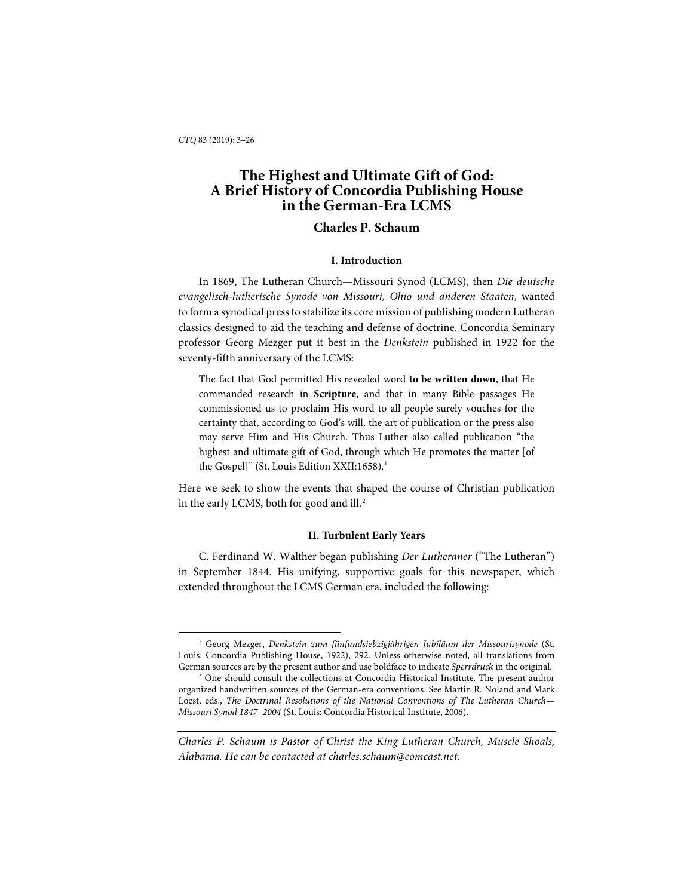# The Highest and Ultimate Gift of God: A Brief History of Concordia Publishing House in the German-Era LCMS

## Charles P. Schaum

### I. Introduction

In 1869, The Lutheran Church—Missouri Synod (LCMS), then *Die deutsche evangelisch-lutherische Synode von Missouri, Ohio und anderen Staaten*, wanted to form a synodical press to stabilize its core mission of publishing modern Lutheran classics designed to aid the teaching and defense of doctrine. Concordia Seminary professor Georg Mezger put it best in the *Denkstein* published in 1922 for the seventy-fifth anniversary of the LCMS:

> The fact that God permitted His revealed word **to be written down**, that He commanded research in **Scripture**, and that in many Bible passages He commissioned us to proclaim His word to all people surely vouches for the certainty that, according to God's will, the art of publication or the press also may serve Him and His Church. Thus Luther also called publication "the highest and ultimate gift of God, through which He promotes the matter [of the Gospel]" (St. Louis Edition XXII:1658).[1]

Here we seek to show the events that shaped the course of Christian publication in the early LCMS, both for good and ill.[2]

### II. Turbulent Early Years

C. Ferdinand W. Walther began publishing *Der Lutheraner* ("The Lutheran") in September 1844. His unifying, supportive goals for this newspaper, which extended throughout the LCMS German era, included the following:

---

[1] Georg Mezger, *Denkstein zum fünfundsiebzigjährigen Jubiläum der Missourisynode* (St. Louis: Concordia Publishing House, 1922), 292. Unless otherwise noted, all translations from German sources are by the present author and use boldface to indicate *Sperrdruck* in the original.

[2] One should consult the collections at Concordia Historical Institute. The present author organized handwritten sources of the German-era conventions. See Martin R. Noland and Mark Loest, eds., *The Doctrinal Resolutions of the National Conventions of The Lutheran Church—Missouri Synod 1847–2004* (St. Louis: Concordia Historical Institute, 2006).

---

*Charles P. Schaum is Pastor of Christ the King Lutheran Church, Muscle Shoals, Alabama. He can be contacted at charles.schaum@comcast.net.*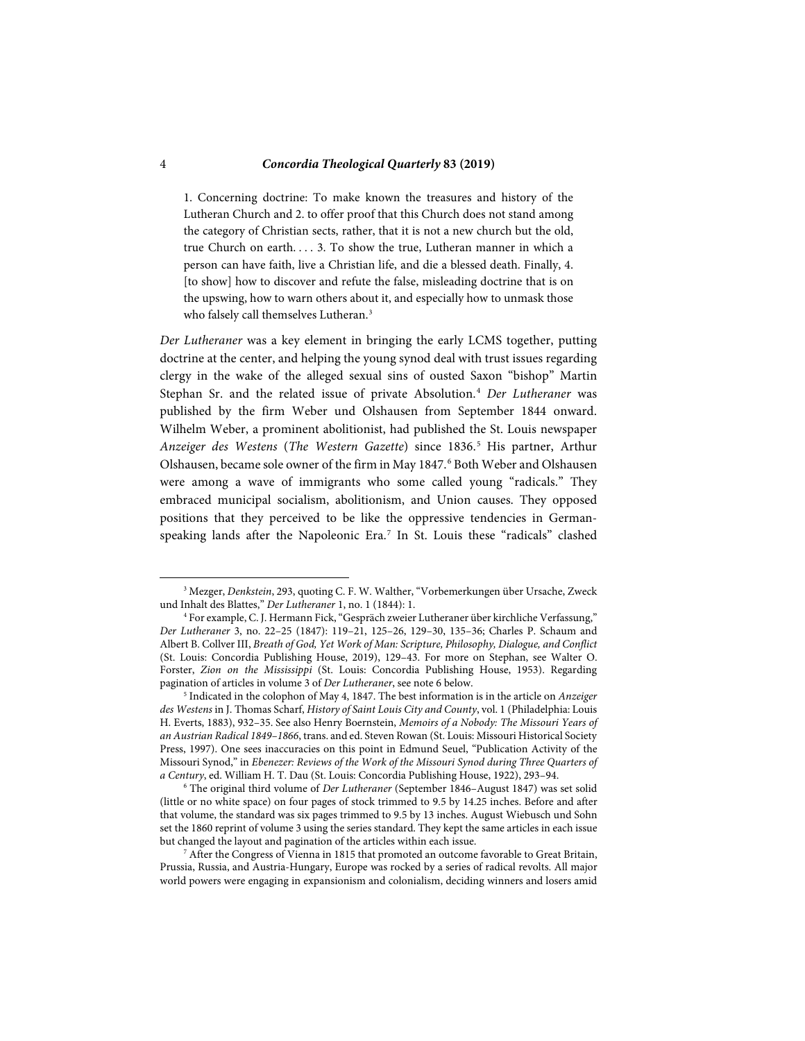> 1. Concerning doctrine: To make known the treasures and history of the Lutheran Church and 2. to offer proof that this Church does not stand among the category of Christian sects, rather, that it is not a new church but the old, true Church on earth. . . . 3. To show the true, Lutheran manner in which a person can have faith, live a Christian life, and die a blessed death. Finally, 4. [to show] how to discover and refute the false, misleading doctrine that is on the upswing, how to warn others about it, and especially how to unmask those who falsely call themselves Lutheran.[3]

*Der Lutheraner* was a key element in bringing the early LCMS together, putting doctrine at the center, and helping the young synod deal with trust issues regarding clergy in the wake of the alleged sexual sins of ousted Saxon "bishop" Martin Stephan Sr. and the related issue of private Absolution.[4] *Der Lutheraner* was published by the firm Weber und Olshausen from September 1844 onward. Wilhelm Weber, a prominent abolitionist, had published the St. Louis newspaper *Anzeiger des Westens* (*The Western Gazette*) since 1836.[5] His partner, Arthur Olshausen, became sole owner of the firm in May 1847.[6] Both Weber and Olshausen were among a wave of immigrants who some called young "radicals." They embraced municipal socialism, abolitionism, and Union causes. They opposed positions that they perceived to be like the oppressive tendencies in German-speaking lands after the Napoleonic Era.[7] In St. Louis these "radicals" clashed

---

[3] Mezger, *Denkstein*, 293, quoting C. F. W. Walther, "Vorbemerkungen über Ursache, Zweck und Inhalt des Blattes," *Der Lutheraner* 1, no. 1 (1844): 1.

[4] For example, C. J. Hermann Fick, "Gespräch zweier Lutheraner über kirchliche Verfassung," *Der Lutheraner* 3, no. 22–25 (1847): 119–21, 125–26, 129–30, 135–36; Charles P. Schaum and Albert B. Collver III, *Breath of God, Yet Work of Man: Scripture, Philosophy, Dialogue, and Conflict* (St. Louis: Concordia Publishing House, 2019), 129–43. For more on Stephan, see Walter O. Forster, *Zion on the Mississippi* (St. Louis: Concordia Publishing House, 1953). Regarding pagination of articles in volume 3 of *Der Lutheraner*, see note 6 below.

[5] Indicated in the colophon of May 4, 1847. The best information is in the article on *Anzeiger des Westens* in J. Thomas Scharf, *History of Saint Louis City and County*, vol. 1 (Philadelphia: Louis H. Everts, 1883), 932–35. See also Henry Boernstein, *Memoirs of a Nobody: The Missouri Years of an Austrian Radical 1849–1866*, trans. and ed. Steven Rowan (St. Louis: Missouri Historical Society Press, 1997). One sees inaccuracies on this point in Edmund Seuel, "Publication Activity of the Missouri Synod," in *Ebenezer: Reviews of the Work of the Missouri Synod during Three Quarters of a Century*, ed. William H. T. Dau (St. Louis: Concordia Publishing House, 1922), 293–94.

[6] The original third volume of *Der Lutheraner* (September 1846–August 1847) was set solid (little or no white space) on four pages of stock trimmed to 9.5 by 14.25 inches. Before and after that volume, the standard was six pages trimmed to 9.5 by 13 inches. August Wiebusch und Sohn set the 1860 reprint of volume 3 using the series standard. They kept the same articles in each issue but changed the layout and pagination of the articles within each issue.

[7] After the Congress of Vienna in 1815 that promoted an outcome favorable to Great Britain, Prussia, Russia, and Austria-Hungary, Europe was rocked by a series of radical revolts. All major world powers were engaging in expansionism and colonialism, deciding winners and losers amid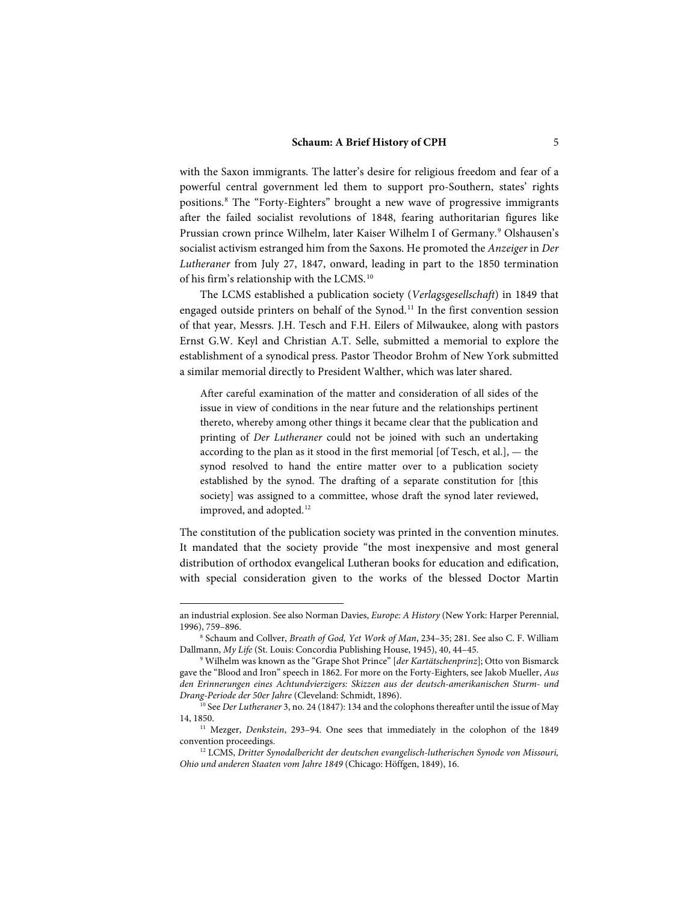with the Saxon immigrants. The latter's desire for religious freedom and fear of a powerful central government led them to support pro-Southern, states' rights positions.[8] The "Forty-Eighters" brought a new wave of progressive immigrants after the failed socialist revolutions of 1848, fearing authoritarian figures like Prussian crown prince Wilhelm, later Kaiser Wilhelm I of Germany.[9] Olshausen's socialist activism estranged him from the Saxons. He promoted the *Anzeiger* in *Der Lutheraner* from July 27, 1847, onward, leading in part to the 1850 termination of his firm's relationship with the LCMS.[10]

The LCMS established a publication society (*Verlagsgesellschaft*) in 1849 that engaged outside printers on behalf of the Synod.[11] In the first convention session of that year, Messrs. J.H. Tesch and F.H. Eilers of Milwaukee, along with pastors Ernst G.W. Keyl and Christian A.T. Selle, submitted a memorial to explore the establishment of a synodical press. Pastor Theodor Brohm of New York submitted a similar memorial directly to President Walther, which was later shared.

> After careful examination of the matter and consideration of all sides of the issue in view of conditions in the near future and the relationships pertinent thereto, whereby among other things it became clear that the publication and printing of *Der Lutheraner* could not be joined with such an undertaking according to the plan as it stood in the first memorial [of Tesch, et al.], — the synod resolved to hand the entire matter over to a publication society established by the synod. The drafting of a separate constitution for [this society] was assigned to a committee, whose draft the synod later reviewed, improved, and adopted.[12]

The constitution of the publication society was printed in the convention minutes. It mandated that the society provide "the most inexpensive and most general distribution of orthodox evangelical Lutheran books for education and edification, with special consideration given to the works of the blessed Doctor Martin

---

an industrial explosion. See also Norman Davies, *Europe: A History* (New York: Harper Perennial, 1996), 759–896.

[8] Schaum and Collver, *Breath of God, Yet Work of Man*, 234–35; 281. See also C. F. William Dallmann, *My Life* (St. Louis: Concordia Publishing House, 1945), 40, 44–45.

[9] Wilhelm was known as the "Grape Shot Prince" [*der Kartätschenprinz*]; Otto von Bismarck gave the "Blood and Iron" speech in 1862. For more on the Forty-Eighters, see Jakob Mueller, *Aus den Erinnerungen eines Achtundvierzigers: Skizzen aus der deutsch-amerikanischen Sturm- und Drang-Periode der 50er Jahre* (Cleveland: Schmidt, 1896).

[10] See *Der Lutheraner* 3, no. 24 (1847): 134 and the colophons thereafter until the issue of May 14, 1850.

[11] Mezger, *Denkstein*, 293–94. One sees that immediately in the colophon of the 1849 convention proceedings.

[12] LCMS, *Dritter Synodalbericht der deutschen evangelisch-lutherischen Synode von Missouri, Ohio und anderen Staaten vom Jahre 1849* (Chicago: Höffgen, 1849), 16.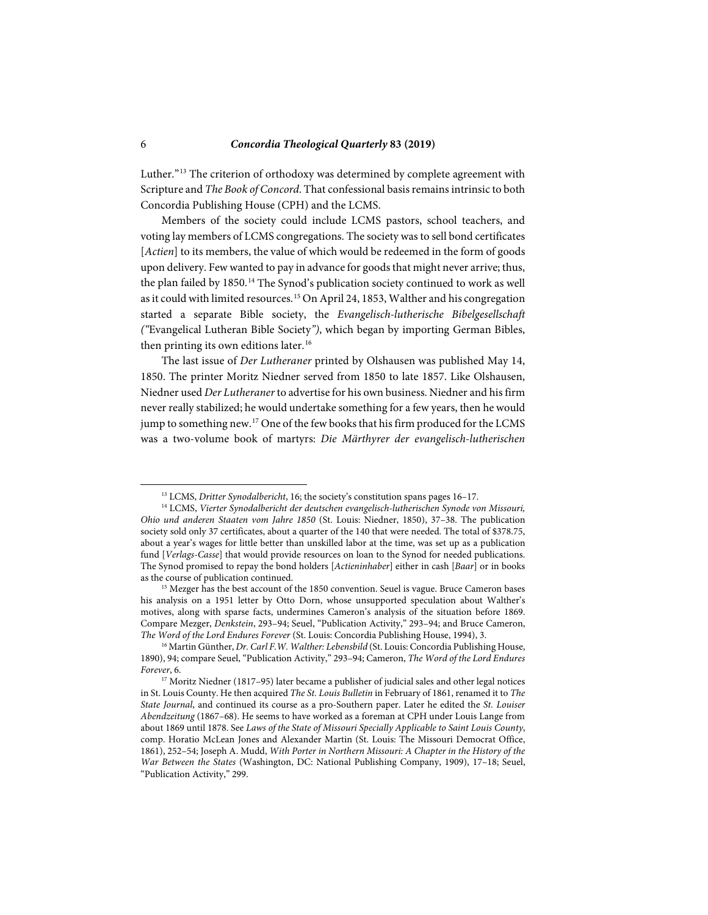Luther."[13] The criterion of orthodoxy was determined by complete agreement with Scripture and *The Book of Concord*. That confessional basis remains intrinsic to both Concordia Publishing House (CPH) and the LCMS.

Members of the society could include LCMS pastors, school teachers, and voting lay members of LCMS congregations. The society was to sell bond certificates [*Actien*] to its members, the value of which would be redeemed in the form of goods upon delivery. Few wanted to pay in advance for goods that might never arrive; thus, the plan failed by 1850.[14] The Synod's publication society continued to work as well as it could with limited resources.[15] On April 24, 1853, Walther and his congregation started a separate Bible society, the *Evangelisch-lutherische Bibelgesellschaft* ("Evangelical Lutheran Bible Society"), which began by importing German Bibles, then printing its own editions later.[16]

The last issue of *Der Lutheraner* printed by Olshausen was published May 14, 1850. The printer Moritz Niedner served from 1850 to late 1857. Like Olshausen, Niedner used *Der Lutheraner* to advertise for his own business. Niedner and his firm never really stabilized; he would undertake something for a few years, then he would jump to something new.[17] One of the few books that his firm produced for the LCMS was a two-volume book of martyrs: *Die Märthyrer der evangelisch-lutherischen*

---

[13] LCMS, *Dritter Synodalbericht*, 16; the society's constitution spans pages 16–17.

[14] LCMS, *Vierter Synodalbericht der deutschen evangelisch-lutherischen Synode von Missouri, Ohio und anderen Staaten vom Jahre 1850* (St. Louis: Niedner, 1850), 37–38. The publication society sold only 37 certificates, about a quarter of the 140 that were needed. The total of $378.75, about a year's wages for little better than unskilled labor at the time, was set up as a publication fund [*Verlags-Casse*] that would provide resources on loan to the Synod for needed publications. The Synod promised to repay the bond holders [*Actieninhaber*] either in cash [*Baar*] or in books as the course of publication continued.

[15] Mezger has the best account of the 1850 convention. Seuel is vague. Bruce Cameron bases his analysis on a 1951 letter by Otto Dorn, whose unsupported speculation about Walther's motives, along with sparse facts, undermines Cameron's analysis of the situation before 1869. Compare Mezger, *Denkstein*, 293–94; Seuel, "Publication Activity," 293–94; and Bruce Cameron, *The Word of the Lord Endures Forever* (St. Louis: Concordia Publishing House, 1994), 3.

[16] Martin Günther, *Dr. Carl F.W. Walther: Lebensbild* (St. Louis: Concordia Publishing House, 1890), 94; compare Seuel, "Publication Activity," 293–94; Cameron, *The Word of the Lord Endures Forever*, 6.

[17] Moritz Niedner (1817–95) later became a publisher of judicial sales and other legal notices in St. Louis County. He then acquired *The St. Louis Bulletin* in February of 1861, renamed it to *The State Journal*, and continued its course as a pro-Southern paper. Later he edited the *St. Louiser Abendzeitung* (1867–68). He seems to have worked as a foreman at CPH under Louis Lange from about 1869 until 1878. See *Laws of the State of Missouri Specially Applicable to Saint Louis County*, comp. Horatio McLean Jones and Alexander Martin (St. Louis: The Missouri Democrat Office, 1861), 252–54; Joseph A. Mudd, *With Porter in Northern Missouri: A Chapter in the History of the War Between the States* (Washington, DC: National Publishing Company, 1909), 17–18; Seuel, "Publication Activity," 299.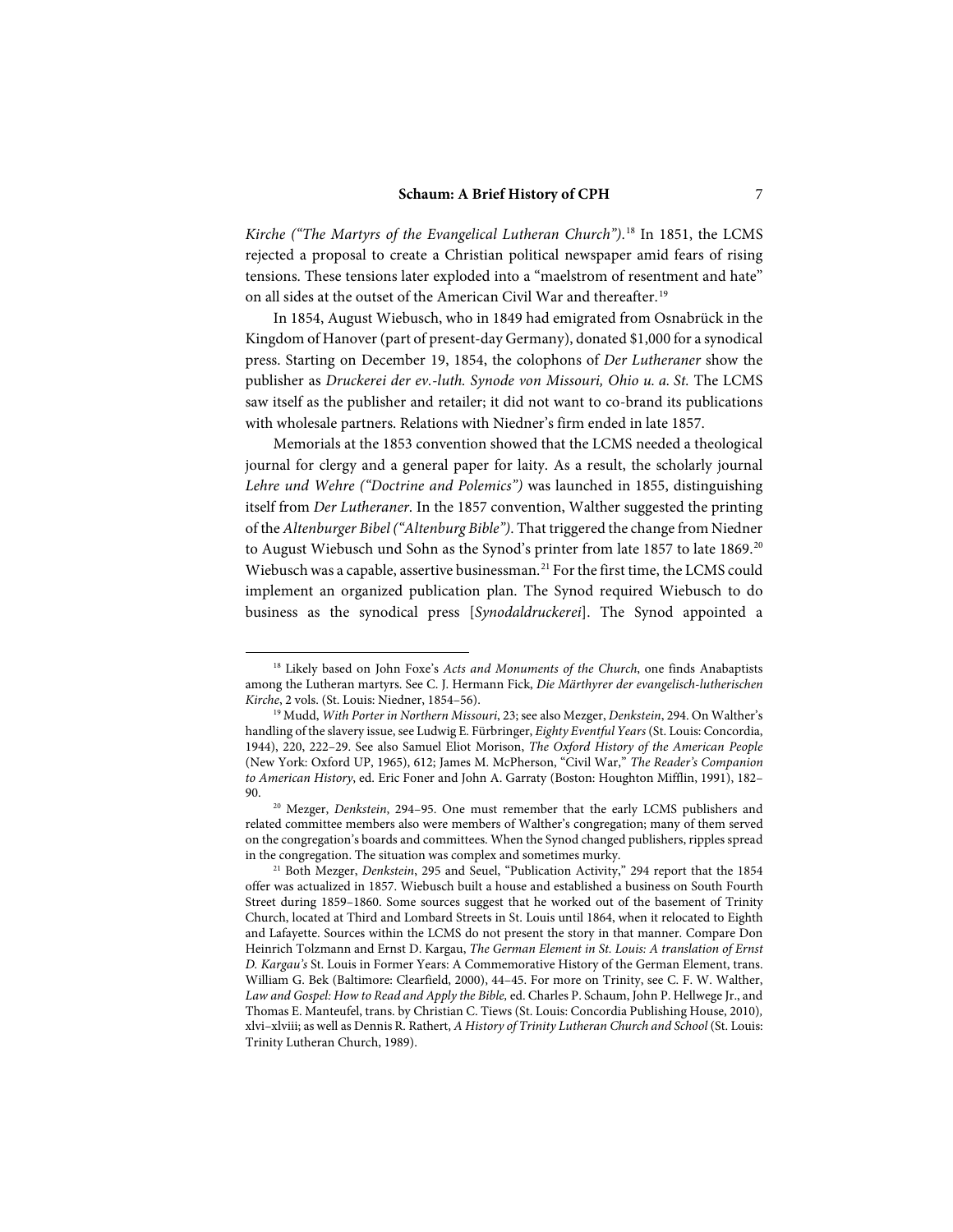*Kirche ("The Martyrs of the Evangelical Lutheran Church").*[18] In 1851, the LCMS rejected a proposal to create a Christian political newspaper amid fears of rising tensions. These tensions later exploded into a "maelstrom of resentment and hate" on all sides at the outset of the American Civil War and thereafter.[19]

In 1854, August Wiebusch, who in 1849 had emigrated from Osnabrück in the Kingdom of Hanover (part of present-day Germany), donated $1,000 for a synodical press. Starting on December 19, 1854, the colophons of *Der Lutheraner* show the publisher as *Druckerei der ev.-luth. Synode von Missouri, Ohio u. a. St.* The LCMS saw itself as the publisher and retailer; it did not want to co-brand its publications with wholesale partners. Relations with Niedner's firm ended in late 1857.

Memorials at the 1853 convention showed that the LCMS needed a theological journal for clergy and a general paper for laity. As a result, the scholarly journal *Lehre und Wehre ("Doctrine and Polemics")* was launched in 1855, distinguishing itself from *Der Lutheraner*. In the 1857 convention, Walther suggested the printing of the *Altenburger Bibel ("Altenburg Bible")*. That triggered the change from Niedner to August Wiebusch und Sohn as the Synod's printer from late 1857 to late 1869.[20] Wiebusch was a capable, assertive businessman.[21] For the first time, the LCMS could implement an organized publication plan. The Synod required Wiebusch to do business as the synodical press [*Synodaldruckerei*]. The Synod appointed a

---

[18] Likely based on John Foxe's *Acts and Monuments of the Church*, one finds Anabaptists among the Lutheran martyrs. See C. J. Hermann Fick, *Die Märthyrer der evangelisch-lutherischen Kirche*, 2 vols. (St. Louis: Niedner, 1854–56).

[19] Mudd, *With Porter in Northern Missouri*, 23; see also Mezger, *Denkstein*, 294. On Walther's handling of the slavery issue, see Ludwig E. Fürbringer, *Eighty Eventful Years* (St. Louis: Concordia, 1944), 220, 222–29. See also Samuel Eliot Morison, *The Oxford History of the American People* (New York: Oxford UP, 1965), 612; James M. McPherson, "Civil War," *The Reader's Companion to American History*, ed. Eric Foner and John A. Garraty (Boston: Houghton Mifflin, 1991), 182–90.

[20] Mezger, *Denkstein*, 294–95. One must remember that the early LCMS publishers and related committee members also were members of Walther's congregation; many of them served on the congregation's boards and committees. When the Synod changed publishers, ripples spread in the congregation. The situation was complex and sometimes murky.

[21] Both Mezger, *Denkstein*, 295 and Seuel, "Publication Activity," 294 report that the 1854 offer was actualized in 1857. Wiebusch built a house and established a business on South Fourth Street during 1859–1860. Some sources suggest that he worked out of the basement of Trinity Church, located at Third and Lombard Streets in St. Louis until 1864, when it relocated to Eighth and Lafayette. Sources within the LCMS do not present the story in that manner. Compare Don Heinrich Tolzmann and Ernst D. Kargau, *The German Element in St. Louis: A translation of Ernst D. Kargau's* St. Louis in Former Years: A Commemorative History of the German Element, trans. William G. Bek (Baltimore: Clearfield, 2000), 44–45. For more on Trinity, see C. F. W. Walther, *Law and Gospel: How to Read and Apply the Bible*, ed. Charles P. Schaum, John P. Hellwege Jr., and Thomas E. Manteufel, trans. by Christian C. Tiews (St. Louis: Concordia Publishing House, 2010), xlvi–xlviii; as well as Dennis R. Rathert, *A History of Trinity Lutheran Church and School* (St. Louis: Trinity Lutheran Church, 1989).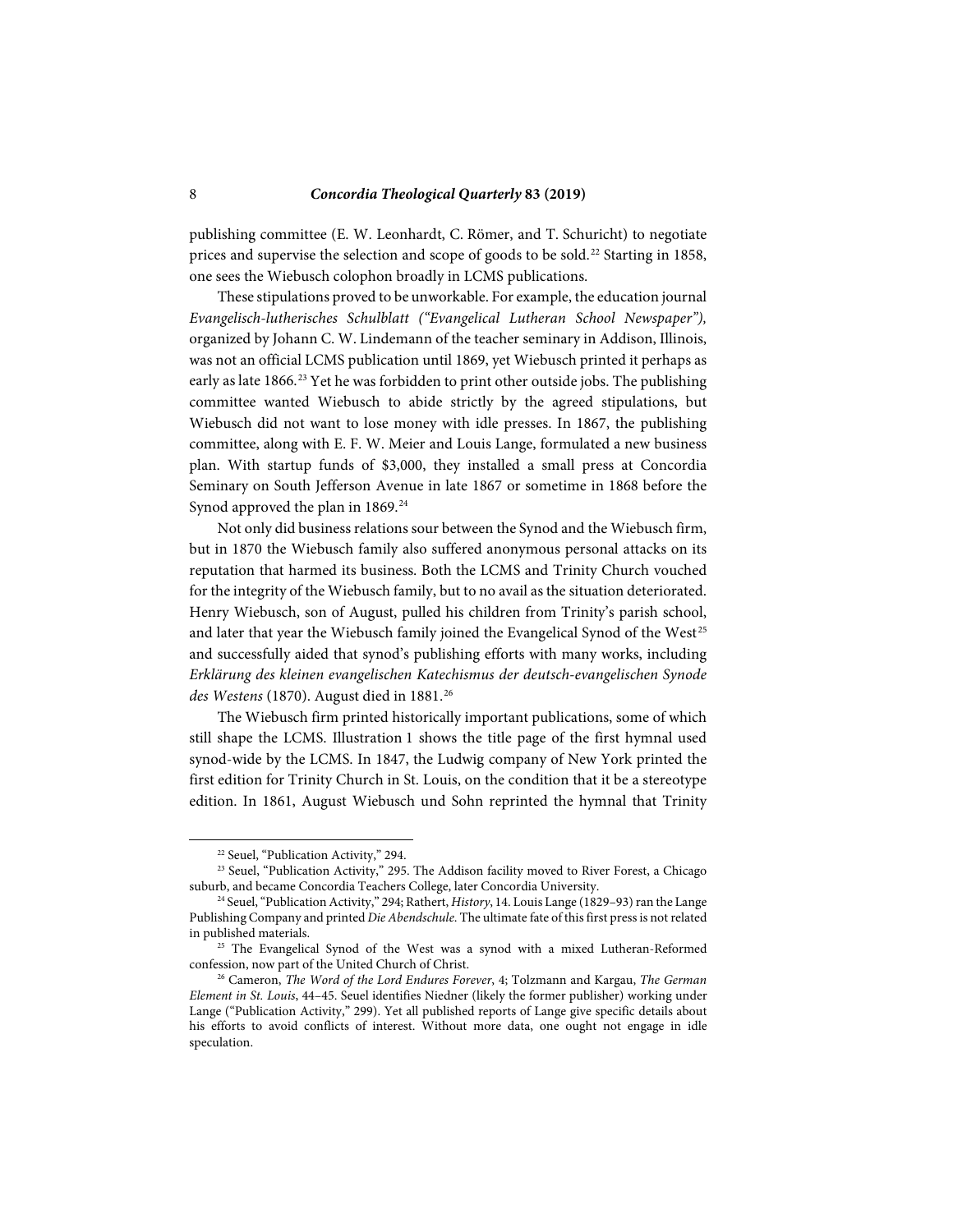publishing committee (E. W. Leonhardt, C. Römer, and T. Schuricht) to negotiate prices and supervise the selection and scope of goods to be sold.[22] Starting in 1858, one sees the Wiebusch colophon broadly in LCMS publications.

These stipulations proved to be unworkable. For example, the education journal *Evangelisch-lutherisches Schulblatt ("Evangelical Lutheran School Newspaper"),* organized by Johann C. W. Lindemann of the teacher seminary in Addison, Illinois, was not an official LCMS publication until 1869, yet Wiebusch printed it perhaps as early as late 1866.[23] Yet he was forbidden to print other outside jobs. The publishing committee wanted Wiebusch to abide strictly by the agreed stipulations, but Wiebusch did not want to lose money with idle presses. In 1867, the publishing committee, along with E. F. W. Meier and Louis Lange, formulated a new business plan. With startup funds of $3,000, they installed a small press at Concordia Seminary on South Jefferson Avenue in late 1867 or sometime in 1868 before the Synod approved the plan in 1869.[24]

Not only did business relations sour between the Synod and the Wiebusch firm, but in 1870 the Wiebusch family also suffered anonymous personal attacks on its reputation that harmed its business. Both the LCMS and Trinity Church vouched for the integrity of the Wiebusch family, but to no avail as the situation deteriorated. Henry Wiebusch, son of August, pulled his children from Trinity's parish school, and later that year the Wiebusch family joined the Evangelical Synod of the West[25] and successfully aided that synod's publishing efforts with many works, including *Erklärung des kleinen evangelischen Katechismus der deutsch-evangelischen Synode des Westens* (1870). August died in 1881.[26]

The Wiebusch firm printed historically important publications, some of which still shape the LCMS. Illustration 1 shows the title page of the first hymnal used synod-wide by the LCMS. In 1847, the Ludwig company of New York printed the first edition for Trinity Church in St. Louis, on the condition that it be a stereotype edition. In 1861, August Wiebusch und Sohn reprinted the hymnal that Trinity

---

[22] Seuel, "Publication Activity," 294.

[23] Seuel, "Publication Activity," 295. The Addison facility moved to River Forest, a Chicago suburb, and became Concordia Teachers College, later Concordia University.

[24] Seuel, "Publication Activity," 294; Rathert, *History*, 14. Louis Lange (1829–93) ran the Lange Publishing Company and printed *Die Abendschule.* The ultimate fate of this first press is not related in published materials.

[25] The Evangelical Synod of the West was a synod with a mixed Lutheran-Reformed confession, now part of the United Church of Christ.

[26] Cameron, *The Word of the Lord Endures Forever*, 4; Tolzmann and Kargau, *The German Element in St. Louis*, 44–45. Seuel identifies Niedner (likely the former publisher) working under Lange ("Publication Activity," 299). Yet all published reports of Lange give specific details about his efforts to avoid conflicts of interest. Without more data, one ought not engage in idle speculation.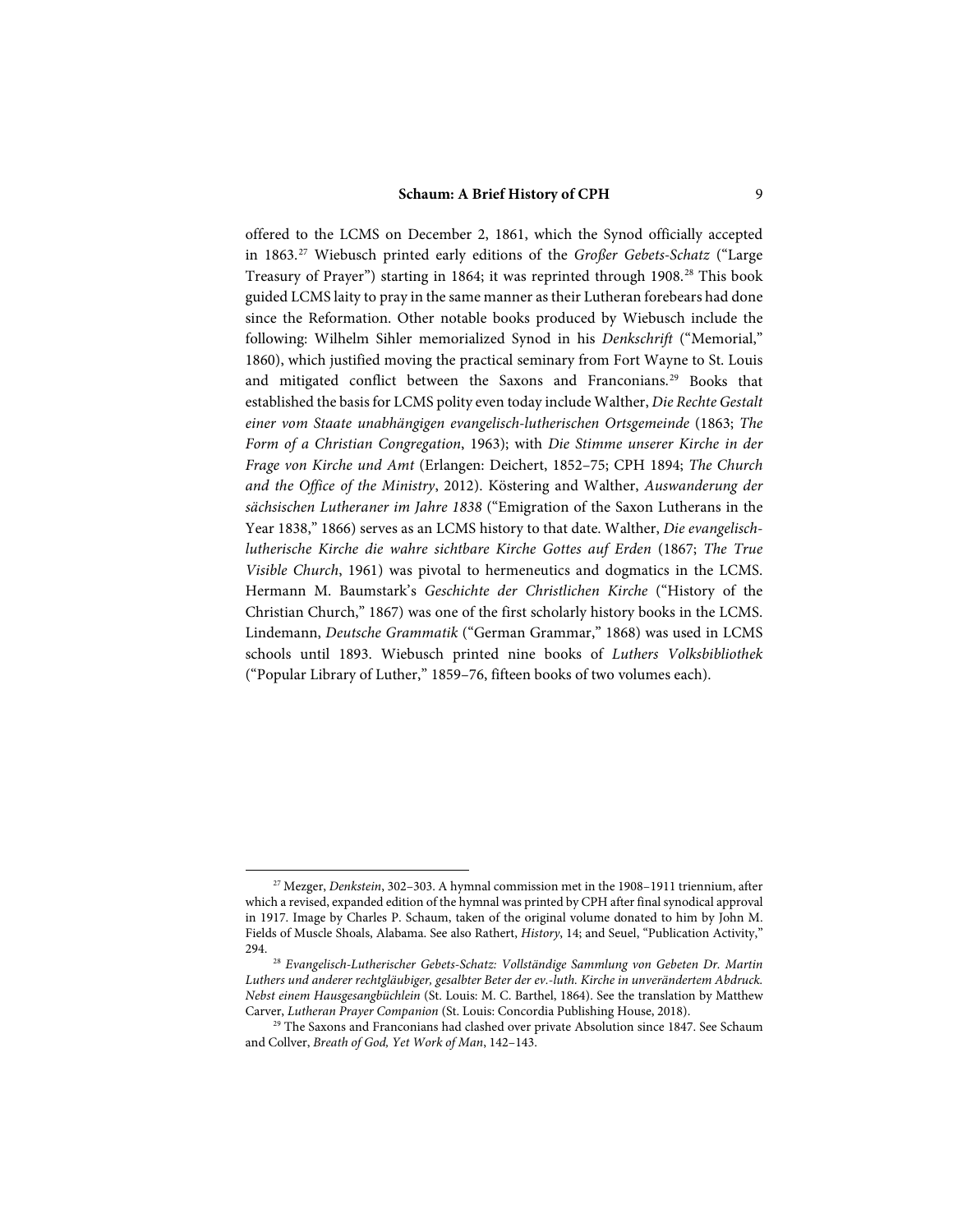offered to the LCMS on December 2, 1861, which the Synod officially accepted in 1863.[27] Wiebusch printed early editions of the *Großer Gebets-Schatz* ("Large Treasury of Prayer") starting in 1864; it was reprinted through 1908.[28] This book guided LCMS laity to pray in the same manner as their Lutheran forebears had done since the Reformation. Other notable books produced by Wiebusch include the following: Wilhelm Sihler memorialized Synod in his *Denkschrift* ("Memorial," 1860), which justified moving the practical seminary from Fort Wayne to St. Louis and mitigated conflict between the Saxons and Franconians.[29] Books that established the basis for LCMS polity even today include Walther, *Die Rechte Gestalt einer vom Staate unabhängigen evangelisch-lutherischen Ortsgemeinde* (1863; *The Form of a Christian Congregation*, 1963); with *Die Stimme unserer Kirche in der Frage von Kirche und Amt* (Erlangen: Deichert, 1852–75; CPH 1894; *The Church and the Office of the Ministry*, 2012). Köstering and Walther, *Auswanderung der sächsischen Lutheraner im Jahre 1838* ("Emigration of the Saxon Lutherans in the Year 1838," 1866) serves as an LCMS history to that date. Walther, *Die evangelisch-lutherische Kirche die wahre sichtbare Kirche Gottes auf Erden* (1867; *The True Visible Church*, 1961) was pivotal to hermeneutics and dogmatics in the LCMS. Hermann M. Baumstark's *Geschichte der Christlichen Kirche* ("History of the Christian Church," 1867) was one of the first scholarly history books in the LCMS. Lindemann, *Deutsche Grammatik* ("German Grammar," 1868) was used in LCMS schools until 1893. Wiebusch printed nine books of *Luthers Volksbibliothek* ("Popular Library of Luther," 1859–76, fifteen books of two volumes each).

---

[27] Mezger, *Denkstein*, 302–303. A hymnal commission met in the 1908–1911 triennium, after which a revised, expanded edition of the hymnal was printed by CPH after final synodical approval in 1917. Image by Charles P. Schaum, taken of the original volume donated to him by John M. Fields of Muscle Shoals, Alabama. See also Rathert, *History*, 14; and Seuel, "Publication Activity," 294.

[28] *Evangelisch-Lutherischer Gebets-Schatz: Vollständige Sammlung von Gebeten Dr. Martin Luthers und anderer rechtgläubiger, gesalbter Beter der ev.-luth. Kirche in unverändertem Abdruck. Nebst einem Hausgesangbüchlein* (St. Louis: M. C. Barthel, 1864). See the translation by Matthew Carver, *Lutheran Prayer Companion* (St. Louis: Concordia Publishing House, 2018).

[29] The Saxons and Franconians had clashed over private Absolution since 1847. See Schaum and Collver, *Breath of God, Yet Work of Man*, 142–143.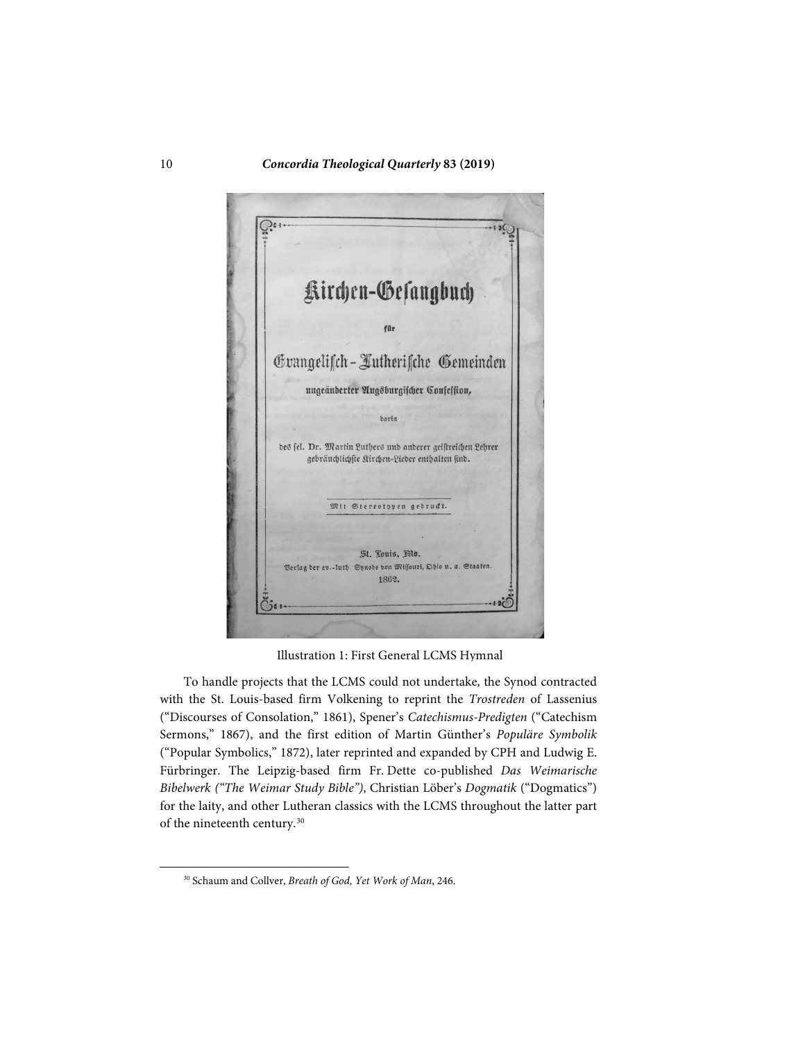Illustration 1: First General LCMS Hymnal

To handle projects that the LCMS could not undertake, the Synod contracted with the St. Louis-based firm Volkening to reprint the *Trostreden* of Lassenius ("Discourses of Consolation," 1861), Spener's *Catechismus-Predigten* ("Catechism Sermons," 1867), and the first edition of Martin Günther's *Populäre Symbolik* ("Popular Symbolics," 1872), later reprinted and expanded by CPH and Ludwig E. Fürbringer. The Leipzig-based firm Fr. Dette co-published *Das Weimarische Bibelwerk ("The Weimar Study Bible")*, Christian Löber's *Dogmatik* ("Dogmatics") for the laity, and other Lutheran classics with the LCMS throughout the latter part of the nineteenth century.[30]

[30] Schaum and Collver, *Breath of God, Yet Work of Man*, 246.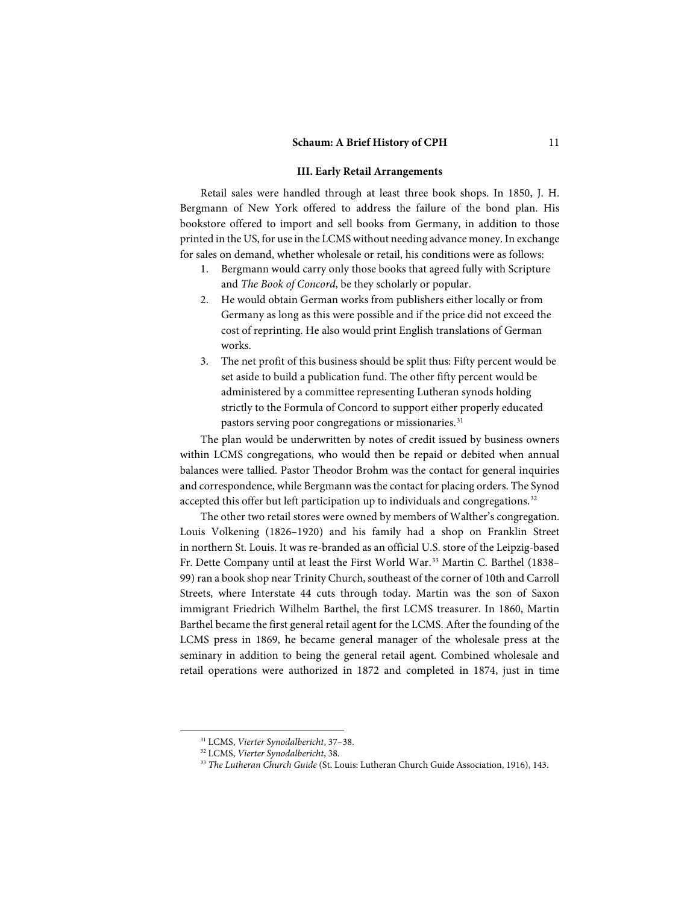### III. Early Retail Arrangements

Retail sales were handled through at least three book shops. In 1850, J. H. Bergmann of New York offered to address the failure of the bond plan. His bookstore offered to import and sell books from Germany, in addition to those printed in the US, for use in the LCMS without needing advance money. In exchange for sales on demand, whether wholesale or retail, his conditions were as follows:

1. Bergmann would carry only those books that agreed fully with Scripture and *The Book of Concord*, be they scholarly or popular.
2. He would obtain German works from publishers either locally or from Germany as long as this were possible and if the price did not exceed the cost of reprinting. He also would print English translations of German works.
3. The net profit of this business should be split thus: Fifty percent would be set aside to build a publication fund. The other fifty percent would be administered by a committee representing Lutheran synods holding strictly to the Formula of Concord to support either properly educated pastors serving poor congregations or missionaries.[31]

The plan would be underwritten by notes of credit issued by business owners within LCMS congregations, who would then be repaid or debited when annual balances were tallied. Pastor Theodor Brohm was the contact for general inquiries and correspondence, while Bergmann was the contact for placing orders. The Synod accepted this offer but left participation up to individuals and congregations.[32]

The other two retail stores were owned by members of Walther's congregation. Louis Volkening (1826–1920) and his family had a shop on Franklin Street in northern St. Louis. It was re-branded as an official U.S. store of the Leipzig-based Fr. Dette Company until at least the First World War.[33] Martin C. Barthel (1838–99) ran a book shop near Trinity Church, southeast of the corner of 10th and Carroll Streets, where Interstate 44 cuts through today. Martin was the son of Saxon immigrant Friedrich Wilhelm Barthel, the first LCMS treasurer. In 1860, Martin Barthel became the first general retail agent for the LCMS. After the founding of the LCMS press in 1869, he became general manager of the wholesale press at the seminary in addition to being the general retail agent. Combined wholesale and retail operations were authorized in 1872 and completed in 1874, just in time

---

[31] LCMS, *Vierter Synodalbericht*, 37–38.

[32] LCMS, *Vierter Synodalbericht*, 38.

[33] *The Lutheran Church Guide* (St. Louis: Lutheran Church Guide Association, 1916), 143.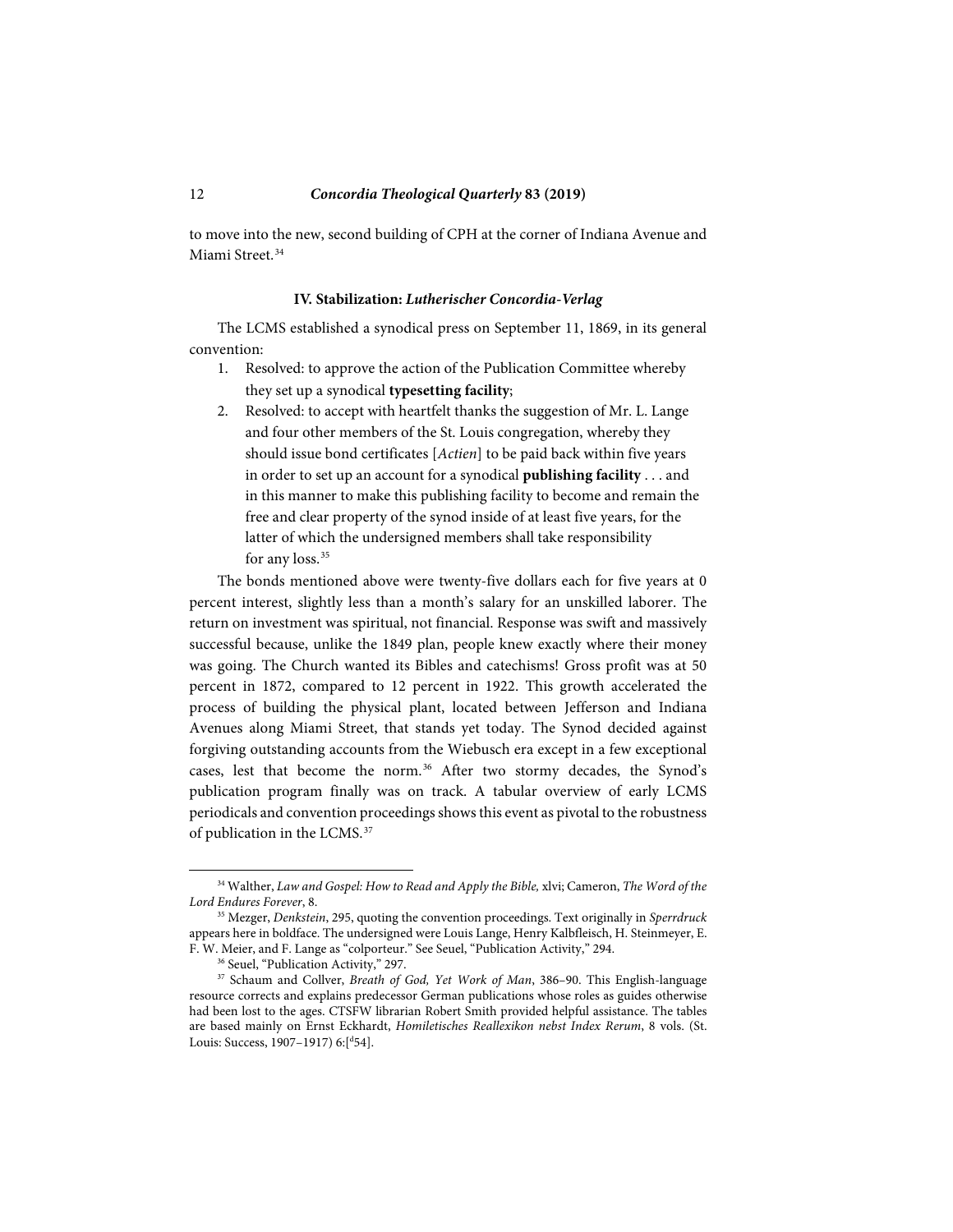to move into the new, second building of CPH at the corner of Indiana Avenue and Miami Street.[34]

### IV. Stabilization: *Lutherischer Concordia-Verlag*

The LCMS established a synodical press on September 11, 1869, in its general convention:

1. Resolved: to approve the action of the Publication Committee whereby they set up a synodical **typesetting facility**;
2. Resolved: to accept with heartfelt thanks the suggestion of Mr. L. Lange and four other members of the St. Louis congregation, whereby they should issue bond certificates [*Actien*] to be paid back within five years in order to set up an account for a synodical **publishing facility** . . . and in this manner to make this publishing facility to become and remain the free and clear property of the synod inside of at least five years, for the latter of which the undersigned members shall take responsibility for any loss.[35]

The bonds mentioned above were twenty-five dollars each for five years at 0 percent interest, slightly less than a month's salary for an unskilled laborer. The return on investment was spiritual, not financial. Response was swift and massively successful because, unlike the 1849 plan, people knew exactly where their money was going. The Church wanted its Bibles and catechisms! Gross profit was at 50 percent in 1872, compared to 12 percent in 1922. This growth accelerated the process of building the physical plant, located between Jefferson and Indiana Avenues along Miami Street, that stands yet today. The Synod decided against forgiving outstanding accounts from the Wiebusch era except in a few exceptional cases, lest that become the norm.[36] After two stormy decades, the Synod's publication program finally was on track. A tabular overview of early LCMS periodicals and convention proceedings shows this event as pivotal to the robustness of publication in the LCMS.[37]

---

[34] Walther, *Law and Gospel: How to Read and Apply the Bible,* xlvi; Cameron, *The Word of the Lord Endures Forever*, 8.

[35] Mezger, *Denkstein*, 295, quoting the convention proceedings. Text originally in *Sperrdruck* appears here in boldface. The undersigned were Louis Lange, Henry Kalbfleisch, H. Steinmeyer, E. F. W. Meier, and F. Lange as "colporteur." See Seuel, "Publication Activity," 294.

[36] Seuel, "Publication Activity," 297.

[37] Schaum and Collver, *Breath of God, Yet Work of Man*, 386–90. This English-language resource corrects and explains predecessor German publications whose roles as guides otherwise had been lost to the ages. CTSFW librarian Robert Smith provided helpful assistance. The tables are based mainly on Ernst Eckhardt, *Homiletisches Reallexikon nebst Index Rerum*, 8 vols. (St. Louis: Success, 1907–1917) 6:[d54].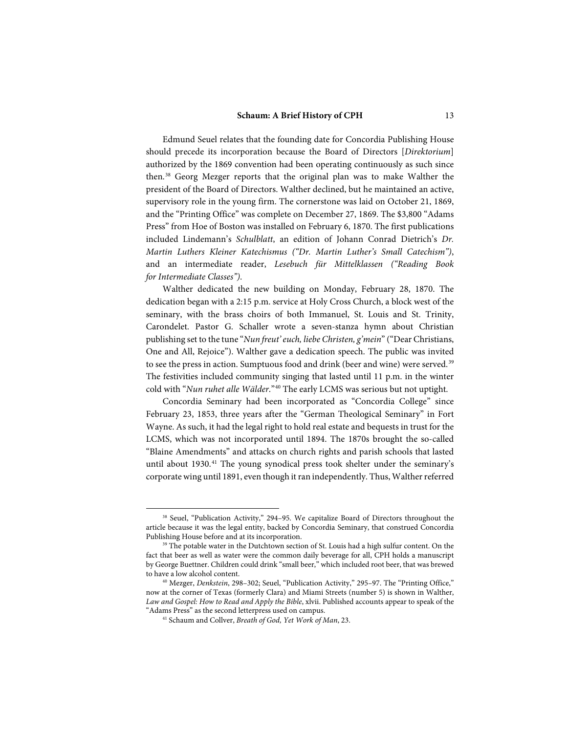Edmund Seuel relates that the founding date for Concordia Publishing House should precede its incorporation because the Board of Directors [*Direktorium*] authorized by the 1869 convention had been operating continuously as such since then.[38] Georg Mezger reports that the original plan was to make Walther the president of the Board of Directors. Walther declined, but he maintained an active, supervisory role in the young firm. The cornerstone was laid on October 21, 1869, and the "Printing Office" was complete on December 27, 1869. The $3,800 "Adams Press" from Hoe of Boston was installed on February 6, 1870. The first publications included Lindemann's *Schulblatt*, an edition of Johann Conrad Dietrich's *Dr. Martin Luthers Kleiner Katechismus ("Dr. Martin Luther's Small Catechism")*, and an intermediate reader, *Lesebuch für Mittelklassen ("Reading Book for Intermediate Classes")*.

Walther dedicated the new building on Monday, February 28, 1870. The dedication began with a 2:15 p.m. service at Holy Cross Church, a block west of the seminary, with the brass choirs of both Immanuel, St. Louis and St. Trinity, Carondelet. Pastor G. Schaller wrote a seven-stanza hymn about Christian publishing set to the tune "*Nun freut' euch, liebe Christen, g'mein*" ("Dear Christians, One and All, Rejoice"). Walther gave a dedication speech. The public was invited to see the press in action. Sumptuous food and drink (beer and wine) were served.[39] The festivities included community singing that lasted until 11 p.m. in the winter cold with "*Nun ruhet alle Wälder*."[40] The early LCMS was serious but not uptight.

Concordia Seminary had been incorporated as "Concordia College" since February 23, 1853, three years after the "German Theological Seminary" in Fort Wayne. As such, it had the legal right to hold real estate and bequests in trust for the LCMS, which was not incorporated until 1894. The 1870s brought the so-called "Blaine Amendments" and attacks on church rights and parish schools that lasted until about 1930.[41] The young synodical press took shelter under the seminary's corporate wing until 1891, even though it ran independently. Thus, Walther referred

---

[38] Seuel, "Publication Activity," 294–95. We capitalize Board of Directors throughout the article because it was the legal entity, backed by Concordia Seminary, that construed Concordia Publishing House before and at its incorporation.

[39] The potable water in the Dutchtown section of St. Louis had a high sulfur content. On the fact that beer as well as water were the common daily beverage for all, CPH holds a manuscript by George Buettner. Children could drink "small beer," which included root beer, that was brewed to have a low alcohol content.

[40] Mezger, *Denkstein*, 298–302; Seuel, "Publication Activity," 295–97. The "Printing Office," now at the corner of Texas (formerly Clara) and Miami Streets (number 5) is shown in Walther, *Law and Gospel: How to Read and Apply the Bible*, xlvii. Published accounts appear to speak of the "Adams Press" as the second letterpress used on campus.

[41] Schaum and Collver, *Breath of God, Yet Work of Man*, 23.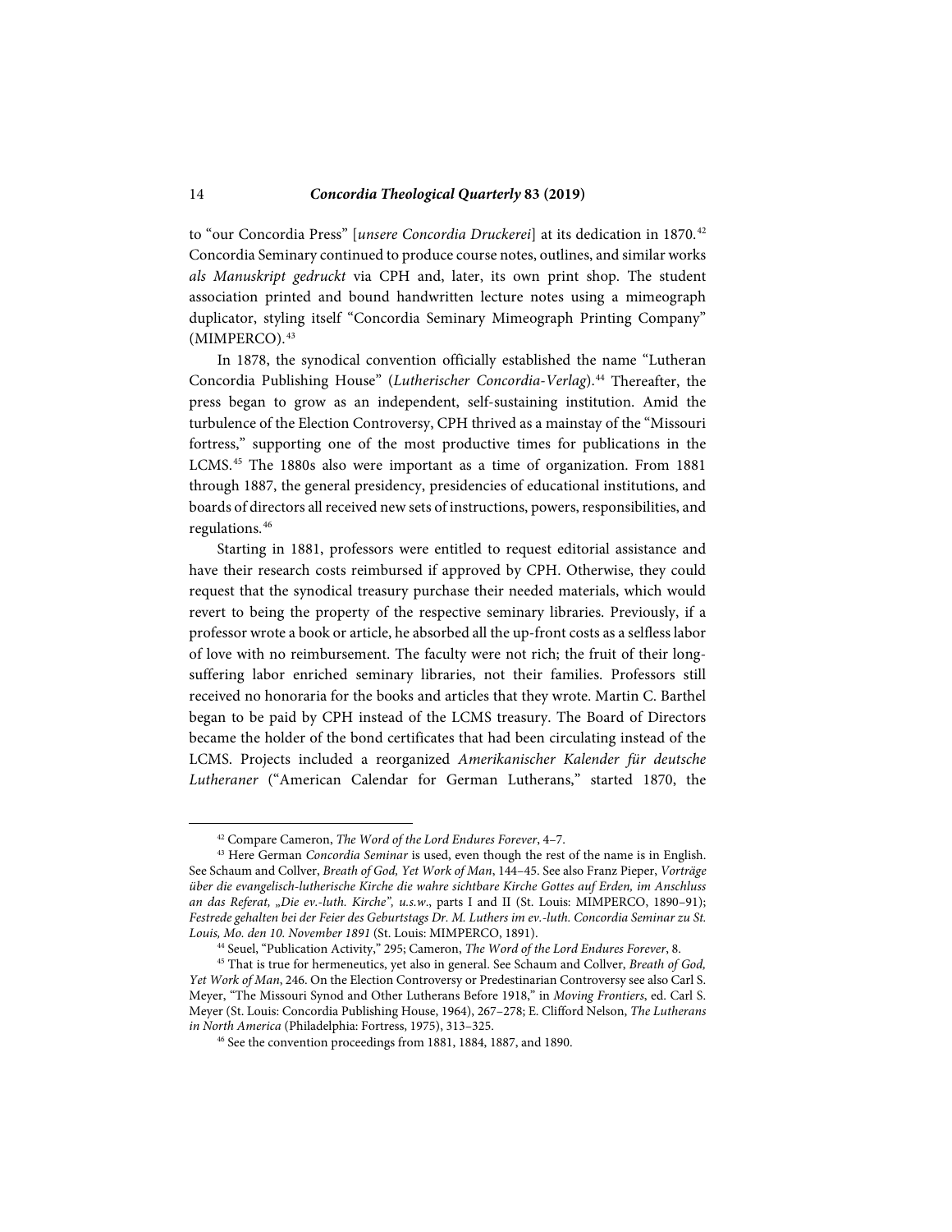to "our Concordia Press" [*unsere Concordia Druckerei*] at its dedication in 1870.[42] Concordia Seminary continued to produce course notes, outlines, and similar works *als Manuskript gedruckt* via CPH and, later, its own print shop. The student association printed and bound handwritten lecture notes using a mimeograph duplicator, styling itself "Concordia Seminary Mimeograph Printing Company" (MIMPERCO).[43]

In 1878, the synodical convention officially established the name "Lutheran Concordia Publishing House" (*Lutherischer Concordia-Verlag*).[44] Thereafter, the press began to grow as an independent, self-sustaining institution. Amid the turbulence of the Election Controversy, CPH thrived as a mainstay of the "Missouri fortress," supporting one of the most productive times for publications in the LCMS.[45] The 1880s also were important as a time of organization. From 1881 through 1887, the general presidency, presidencies of educational institutions, and boards of directors all received new sets of instructions, powers, responsibilities, and regulations.[46]

Starting in 1881, professors were entitled to request editorial assistance and have their research costs reimbursed if approved by CPH. Otherwise, they could request that the synodical treasury purchase their needed materials, which would revert to being the property of the respective seminary libraries. Previously, if a professor wrote a book or article, he absorbed all the up-front costs as a selfless labor of love with no reimbursement. The faculty were not rich; the fruit of their long-suffering labor enriched seminary libraries, not their families. Professors still received no honoraria for the books and articles that they wrote. Martin C. Barthel began to be paid by CPH instead of the LCMS treasury. The Board of Directors became the holder of the bond certificates that had been circulating instead of the LCMS. Projects included a reorganized *Amerikanischer Kalender für deutsche Lutheraner* ("American Calendar for German Lutherans," started 1870, the

---

[42] Compare Cameron, *The Word of the Lord Endures Forever*, 4–7.

[43] Here German *Concordia Seminar* is used, even though the rest of the name is in English. See Schaum and Collver, *Breath of God, Yet Work of Man*, 144–45. See also Franz Pieper, *Vorträge über die evangelisch-lutherische Kirche die wahre sichtbare Kirche Gottes auf Erden, im Anschluss an das Referat, „Die ev.-luth. Kirche", u.s.w.*, parts I and II (St. Louis: MIMPERCO, 1890–91); *Festrede gehalten bei der Feier des Geburtstags Dr. M. Luthers im ev.-luth. Concordia Seminar zu St. Louis, Mo. den 10. November 1891* (St. Louis: MIMPERCO, 1891).

[44] Seuel, "Publication Activity," 295; Cameron, *The Word of the Lord Endures Forever*, 8.

[45] That is true for hermeneutics, yet also in general. See Schaum and Collver, *Breath of God, Yet Work of Man*, 246. On the Election Controversy or Predestinarian Controversy see also Carl S. Meyer, "The Missouri Synod and Other Lutherans Before 1918," in *Moving Frontiers*, ed. Carl S. Meyer (St. Louis: Concordia Publishing House, 1964), 267–278; E. Clifford Nelson, *The Lutherans in North America* (Philadelphia: Fortress, 1975), 313–325.

[46] See the convention proceedings from 1881, 1884, 1887, and 1890.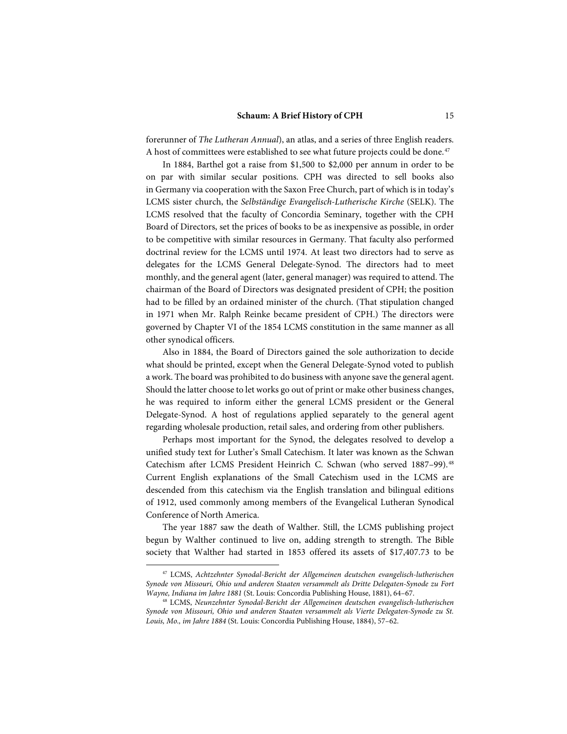forerunner of *The Lutheran Annual*), an atlas, and a series of three English readers. A host of committees were established to see what future projects could be done.[47]

In 1884, Barthel got a raise from $1,500 to $2,000 per annum in order to be on par with similar secular positions. CPH was directed to sell books also in Germany via cooperation with the Saxon Free Church, part of which is in today's LCMS sister church, the *Selbständige Evangelisch-Lutherische Kirche* (SELK). The LCMS resolved that the faculty of Concordia Seminary, together with the CPH Board of Directors, set the prices of books to be as inexpensive as possible, in order to be competitive with similar resources in Germany. That faculty also performed doctrinal review for the LCMS until 1974. At least two directors had to serve as delegates for the LCMS General Delegate-Synod. The directors had to meet monthly, and the general agent (later, general manager) was required to attend. The chairman of the Board of Directors was designated president of CPH; the position had to be filled by an ordained minister of the church. (That stipulation changed in 1971 when Mr. Ralph Reinke became president of CPH.) The directors were governed by Chapter VI of the 1854 LCMS constitution in the same manner as all other synodical officers.

Also in 1884, the Board of Directors gained the sole authorization to decide what should be printed, except when the General Delegate-Synod voted to publish a work. The board was prohibited to do business with anyone save the general agent. Should the latter choose to let works go out of print or make other business changes, he was required to inform either the general LCMS president or the General Delegate-Synod. A host of regulations applied separately to the general agent regarding wholesale production, retail sales, and ordering from other publishers.

Perhaps most important for the Synod, the delegates resolved to develop a unified study text for Luther's Small Catechism. It later was known as the Schwan Catechism after LCMS President Heinrich C. Schwan (who served 1887–99).[48] Current English explanations of the Small Catechism used in the LCMS are descended from this catechism via the English translation and bilingual editions of 1912, used commonly among members of the Evangelical Lutheran Synodical Conference of North America.

The year 1887 saw the death of Walther. Still, the LCMS publishing project begun by Walther continued to live on, adding strength to strength. The Bible society that Walther had started in 1853 offered its assets of $17,407.73 to be

---

[47] LCMS, *Achtzehnter Synodal-Bericht der Allgemeinen deutschen evangelisch-lutherischen Synode von Missouri, Ohio und anderen Staaten versammelt als Dritte Delegaten-Synode zu Fort Wayne, Indiana im Jahre 1881* (St. Louis: Concordia Publishing House, 1881), 64–67.

[48] LCMS, *Neunzehnter Synodal-Bericht der Allgemeinen deutschen evangelisch-lutherischen Synode von Missouri, Ohio und anderen Staaten versammelt als Vierte Delegaten-Synode zu St. Louis, Mo., im Jahre 1884* (St. Louis: Concordia Publishing House, 1884), 57–62.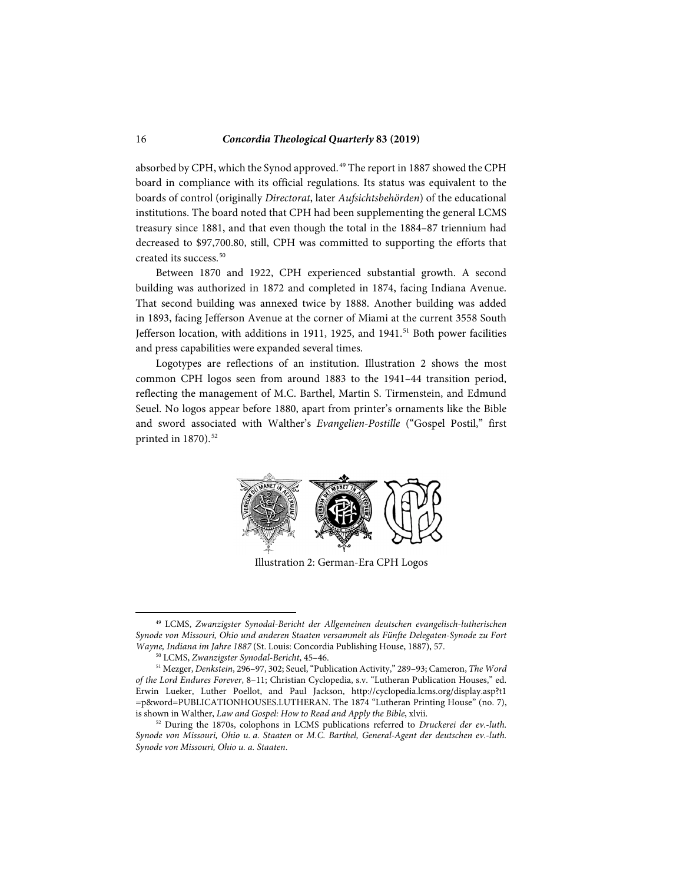absorbed by CPH, which the Synod approved.[49] The report in 1887 showed the CPH board in compliance with its official regulations. Its status was equivalent to the boards of control (originally *Directorat*, later *Aufsichtsbehörden*) of the educational institutions. The board noted that CPH had been supplementing the general LCMS treasury since 1881, and that even though the total in the 1884–87 triennium had decreased to $97,700.80, still, CPH was committed to supporting the efforts that created its success.[50]

Between 1870 and 1922, CPH experienced substantial growth. A second building was authorized in 1872 and completed in 1874, facing Indiana Avenue. That second building was annexed twice by 1888. Another building was added in 1893, facing Jefferson Avenue at the corner of Miami at the current 3558 South Jefferson location, with additions in 1911, 1925, and 1941.[51] Both power facilities and press capabilities were expanded several times.

Logotypes are reflections of an institution. Illustration 2 shows the most common CPH logos seen from around 1883 to the 1941–44 transition period, reflecting the management of M.C. Barthel, Martin S. Tirmenstein, and Edmund Seuel. No logos appear before 1880, apart from printer's ornaments like the Bible and sword associated with Walther's *Evangelien-Postille* ("Gospel Postil," first printed in 1870).[52]

Illustration 2: German-Era CPH Logos

---

[49] LCMS, *Zwanzigster Synodal-Bericht der Allgemeinen deutschen evangelisch-lutherischen Synode von Missouri, Ohio und anderen Staaten versammelt als Fünfte Delegaten-Synode zu Fort Wayne, Indiana im Jahre 1887* (St. Louis: Concordia Publishing House, 1887), 57.

[50] LCMS, *Zwanzigster Synodal-Bericht*, 45–46.

[51] Mezger, *Denkstein*, 296–97, 302; Seuel, "Publication Activity," 289–93; Cameron, *The Word of the Lord Endures Forever*, 8–11; Christian Cyclopedia, s.v. "Lutheran Publication Houses," ed. Erwin Lueker, Luther Poellot, and Paul Jackson, http://cyclopedia.lcms.org/display.asp?t1=p&word=PUBLICATIONHOUSES.LUTHERAN. The 1874 "Lutheran Printing House" (no. 7), is shown in Walther, *Law and Gospel: How to Read and Apply the Bible*, xlvii.

[52] During the 1870s, colophons in LCMS publications referred to *Druckerei der ev.-luth. Synode von Missouri, Ohio u. a. Staaten* or *M.C. Barthel, General-Agent der deutschen ev.-luth. Synode von Missouri, Ohio u. a. Staaten*.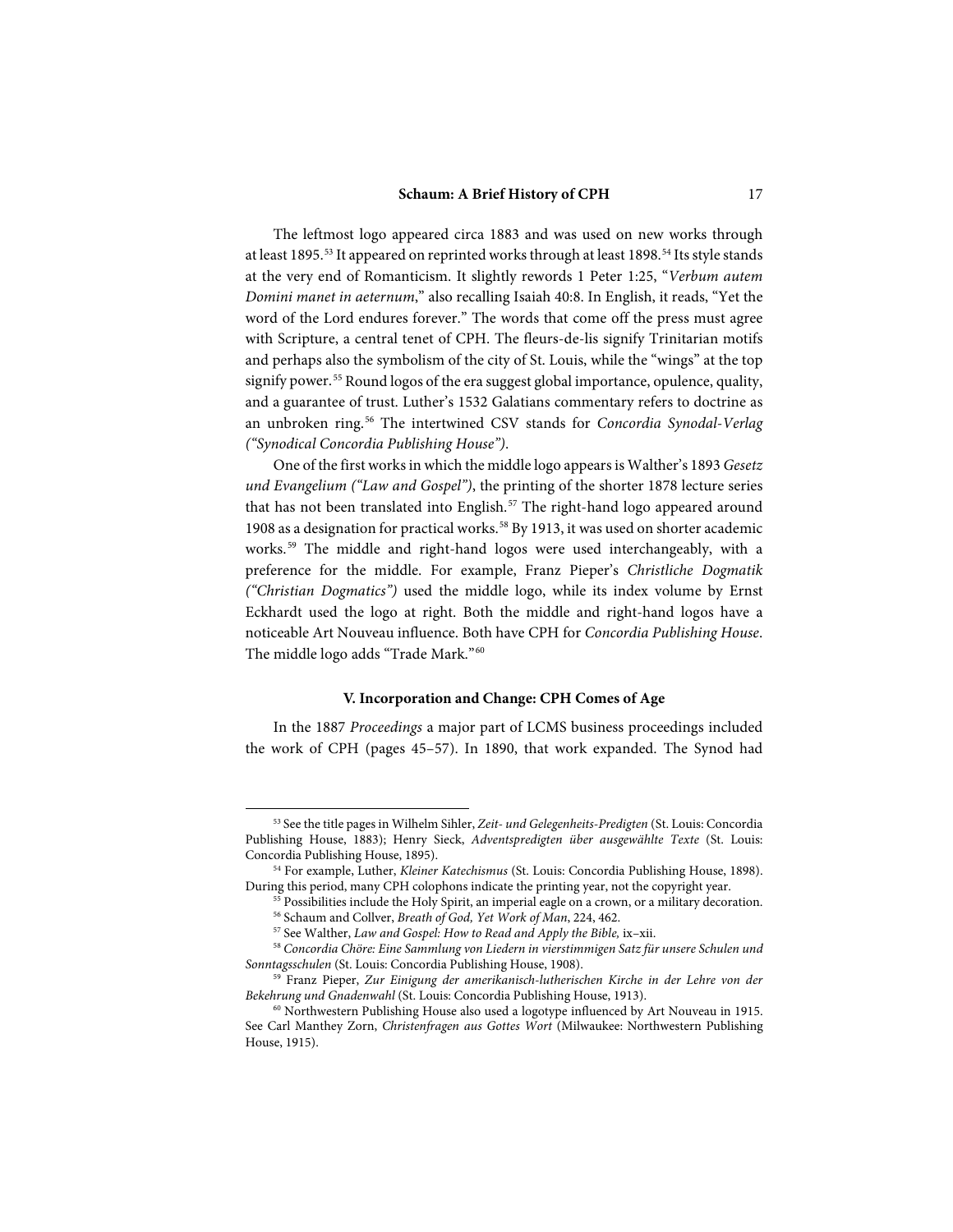The leftmost logo appeared circa 1883 and was used on new works through at least 1895.[53] It appeared on reprinted works through at least 1898.[54] Its style stands at the very end of Romanticism. It slightly rewords 1 Peter 1:25, "*Verbum autem Domini manet in aeternum*," also recalling Isaiah 40:8. In English, it reads, "Yet the word of the Lord endures forever." The words that come off the press must agree with Scripture, a central tenet of CPH. The fleurs-de-lis signify Trinitarian motifs and perhaps also the symbolism of the city of St. Louis, while the "wings" at the top signify power.[55] Round logos of the era suggest global importance, opulence, quality, and a guarantee of trust. Luther's 1532 Galatians commentary refers to doctrine as an unbroken ring.[56] The intertwined CSV stands for *Concordia Synodal-Verlag ("Synodical Concordia Publishing House")*.

One of the first works in which the middle logo appears is Walther's 1893 *Gesetz und Evangelium ("Law and Gospel")*, the printing of the shorter 1878 lecture series that has not been translated into English.[57] The right-hand logo appeared around 1908 as a designation for practical works.[58] By 1913, it was used on shorter academic works.[59] The middle and right-hand logos were used interchangeably, with a preference for the middle. For example, Franz Pieper's *Christliche Dogmatik ("Christian Dogmatics")* used the middle logo, while its index volume by Ernst Eckhardt used the logo at right. Both the middle and right-hand logos have a noticeable Art Nouveau influence. Both have CPH for *Concordia Publishing House*. The middle logo adds "Trade Mark."[60]

### V. Incorporation and Change: CPH Comes of Age

In the 1887 *Proceedings* a major part of LCMS business proceedings included the work of CPH (pages 45–57). In 1890, that work expanded. The Synod had

---

[53] See the title pages in Wilhelm Sihler, *Zeit- und Gelegenheits-Predigten* (St. Louis: Concordia Publishing House, 1883); Henry Sieck, *Adventspredigten über ausgewählte Texte* (St. Louis: Concordia Publishing House, 1895).

[54] For example, Luther, *Kleiner Katechismus* (St. Louis: Concordia Publishing House, 1898). During this period, many CPH colophons indicate the printing year, not the copyright year.

[55] Possibilities include the Holy Spirit, an imperial eagle on a crown, or a military decoration.

[56] Schaum and Collver, *Breath of God, Yet Work of Man*, 224, 462.

[57] See Walther, *Law and Gospel: How to Read and Apply the Bible,* ix–xii.

[58] *Concordia Chöre: Eine Sammlung von Liedern in vierstimmigen Satz für unsere Schulen und Sonntagsschulen* (St. Louis: Concordia Publishing House, 1908).

[59] Franz Pieper, *Zur Einigung der amerikanisch-lutherischen Kirche in der Lehre von der Bekehrung und Gnadenwahl* (St. Louis: Concordia Publishing House, 1913).

[60] Northwestern Publishing House also used a logotype influenced by Art Nouveau in 1915. See Carl Manthey Zorn, *Christenfragen aus Gottes Wort* (Milwaukee: Northwestern Publishing House, 1915).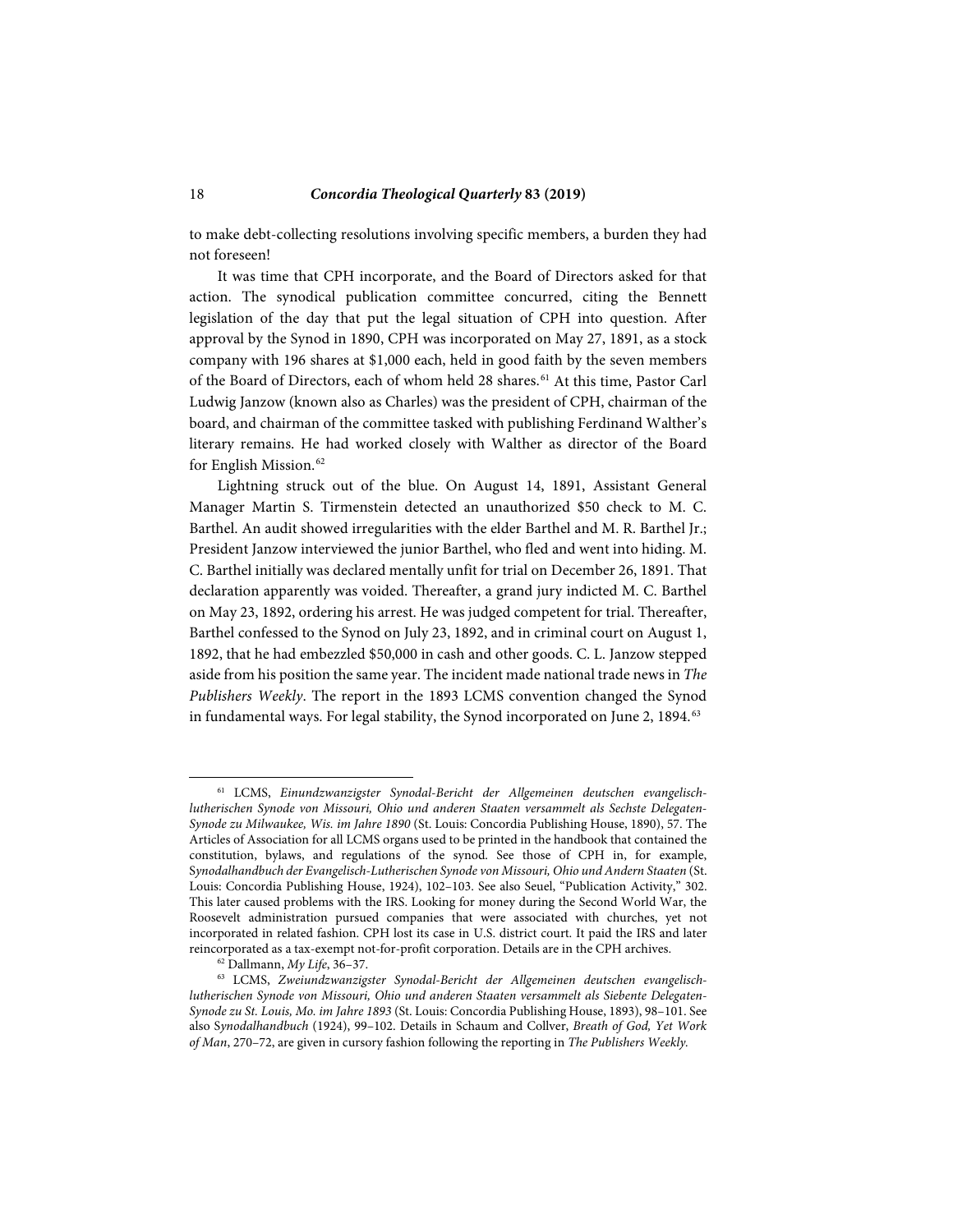to make debt-collecting resolutions involving specific members, a burden they had not foreseen!

It was time that CPH incorporate, and the Board of Directors asked for that action. The synodical publication committee concurred, citing the Bennett legislation of the day that put the legal situation of CPH into question. After approval by the Synod in 1890, CPH was incorporated on May 27, 1891, as a stock company with 196 shares at $1,000 each, held in good faith by the seven members of the Board of Directors, each of whom held 28 shares.[61] At this time, Pastor Carl Ludwig Janzow (known also as Charles) was the president of CPH, chairman of the board, and chairman of the committee tasked with publishing Ferdinand Walther's literary remains. He had worked closely with Walther as director of the Board for English Mission.[62]

Lightning struck out of the blue. On August 14, 1891, Assistant General Manager Martin S. Tirmenstein detected an unauthorized $50 check to M. C. Barthel. An audit showed irregularities with the elder Barthel and M. R. Barthel Jr.; President Janzow interviewed the junior Barthel, who fled and went into hiding. M. C. Barthel initially was declared mentally unfit for trial on December 26, 1891. That declaration apparently was voided. Thereafter, a grand jury indicted M. C. Barthel on May 23, 1892, ordering his arrest. He was judged competent for trial. Thereafter, Barthel confessed to the Synod on July 23, 1892, and in criminal court on August 1, 1892, that he had embezzled $50,000 in cash and other goods. C. L. Janzow stepped aside from his position the same year. The incident made national trade news in *The Publishers Weekly*. The report in the 1893 LCMS convention changed the Synod in fundamental ways. For legal stability, the Synod incorporated on June 2, 1894.[63]

---

[61] LCMS, *Einundzwanzigster Synodal-Bericht der Allgemeinen deutschen evangelisch-lutherischen Synode von Missouri, Ohio und anderen Staaten versammelt als Sechste Delegaten-Synode zu Milwaukee, Wis. im Jahre 1890* (St. Louis: Concordia Publishing House, 1890), 57. The Articles of Association for all LCMS organs used to be printed in the handbook that contained the constitution, bylaws, and regulations of the synod. See those of CPH in, for example, *Synodalhandbuch der Evangelisch-Lutherischen Synode von Missouri, Ohio und Andern Staaten* (St. Louis: Concordia Publishing House, 1924), 102–103. See also Seuel, "Publication Activity," 302. This later caused problems with the IRS. Looking for money during the Second World War, the Roosevelt administration pursued companies that were associated with churches, yet not incorporated in related fashion. CPH lost its case in U.S. district court. It paid the IRS and later reincorporated as a tax-exempt not-for-profit corporation. Details are in the CPH archives.

[62] Dallmann, *My Life*, 36–37.

[63] LCMS, *Zweiundzwanzigster Synodal-Bericht der Allgemeinen deutschen evangelisch-lutherischen Synode von Missouri, Ohio und anderen Staaten versammelt als Siebente Delegaten-Synode zu St. Louis, Mo. im Jahre 1893* (St. Louis: Concordia Publishing House, 1893), 98–101. See also *Synodalhandbuch* (1924), 99–102. Details in Schaum and Collver, *Breath of God, Yet Work of Man*, 270–72, are given in cursory fashion following the reporting in *The Publishers Weekly*.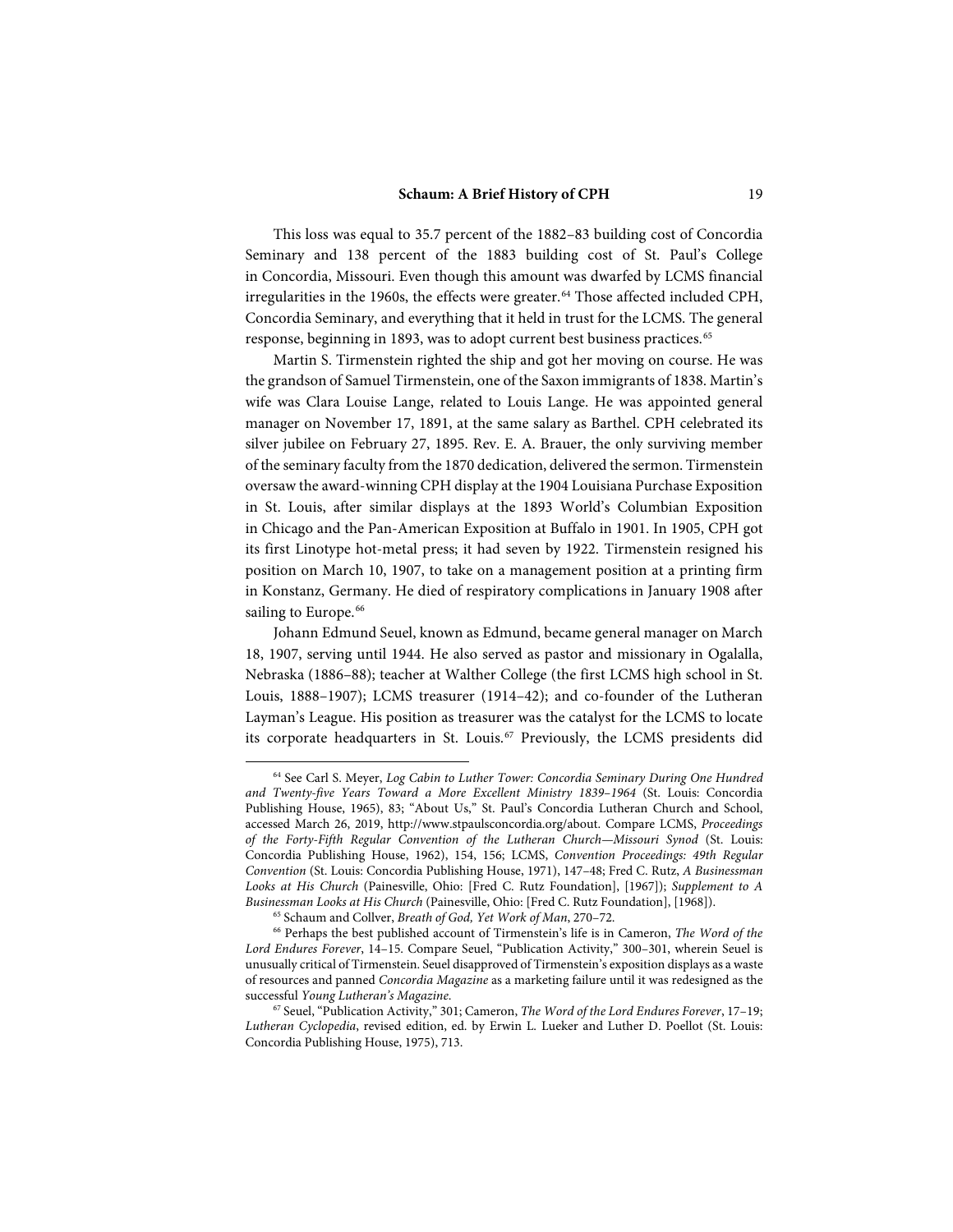This loss was equal to 35.7 percent of the 1882–83 building cost of Concordia Seminary and 138 percent of the 1883 building cost of St. Paul's College in Concordia, Missouri. Even though this amount was dwarfed by LCMS financial irregularities in the 1960s, the effects were greater.[64] Those affected included CPH, Concordia Seminary, and everything that it held in trust for the LCMS. The general response, beginning in 1893, was to adopt current best business practices.[65]

Martin S. Tirmenstein righted the ship and got her moving on course. He was the grandson of Samuel Tirmenstein, one of the Saxon immigrants of 1838. Martin's wife was Clara Louise Lange, related to Louis Lange. He was appointed general manager on November 17, 1891, at the same salary as Barthel. CPH celebrated its silver jubilee on February 27, 1895. Rev. E. A. Brauer, the only surviving member of the seminary faculty from the 1870 dedication, delivered the sermon. Tirmenstein oversaw the award-winning CPH display at the 1904 Louisiana Purchase Exposition in St. Louis, after similar displays at the 1893 World's Columbian Exposition in Chicago and the Pan-American Exposition at Buffalo in 1901. In 1905, CPH got its first Linotype hot-metal press; it had seven by 1922. Tirmenstein resigned his position on March 10, 1907, to take on a management position at a printing firm in Konstanz, Germany. He died of respiratory complications in January 1908 after sailing to Europe.[66]

Johann Edmund Seuel, known as Edmund, became general manager on March 18, 1907, serving until 1944. He also served as pastor and missionary in Ogalalla, Nebraska (1886–88); teacher at Walther College (the first LCMS high school in St. Louis, 1888–1907); LCMS treasurer (1914–42); and co-founder of the Lutheran Layman's League. His position as treasurer was the catalyst for the LCMS to locate its corporate headquarters in St. Louis.[67] Previously, the LCMS presidents did

---

[64] See Carl S. Meyer, *Log Cabin to Luther Tower: Concordia Seminary During One Hundred and Twenty-five Years Toward a More Excellent Ministry 1839–1964* (St. Louis: Concordia Publishing House, 1965), 83; "About Us," St. Paul's Concordia Lutheran Church and School, accessed March 26, 2019, http://www.stpaulsconcordia.org/about. Compare LCMS, *Proceedings of the Forty-Fifth Regular Convention of the Lutheran Church—Missouri Synod* (St. Louis: Concordia Publishing House, 1962), 154, 156; LCMS, *Convention Proceedings: 49th Regular Convention* (St. Louis: Concordia Publishing House, 1971), 147–48; Fred C. Rutz, *A Businessman Looks at His Church* (Painesville, Ohio: [Fred C. Rutz Foundation], [1967]); *Supplement to A Businessman Looks at His Church* (Painesville, Ohio: [Fred C. Rutz Foundation], [1968]).

[65] Schaum and Collver, *Breath of God, Yet Work of Man*, 270–72.

[66] Perhaps the best published account of Tirmenstein's life is in Cameron, *The Word of the Lord Endures Forever*, 14–15. Compare Seuel, "Publication Activity," 300–301, wherein Seuel is unusually critical of Tirmenstein. Seuel disapproved of Tirmenstein's exposition displays as a waste of resources and panned *Concordia Magazine* as a marketing failure until it was redesigned as the successful *Young Lutheran's Magazine*.

[67] Seuel, "Publication Activity," 301; Cameron, *The Word of the Lord Endures Forever*, 17–19; *Lutheran Cyclopedia*, revised edition, ed. by Erwin L. Lueker and Luther D. Poellot (St. Louis: Concordia Publishing House, 1975), 713.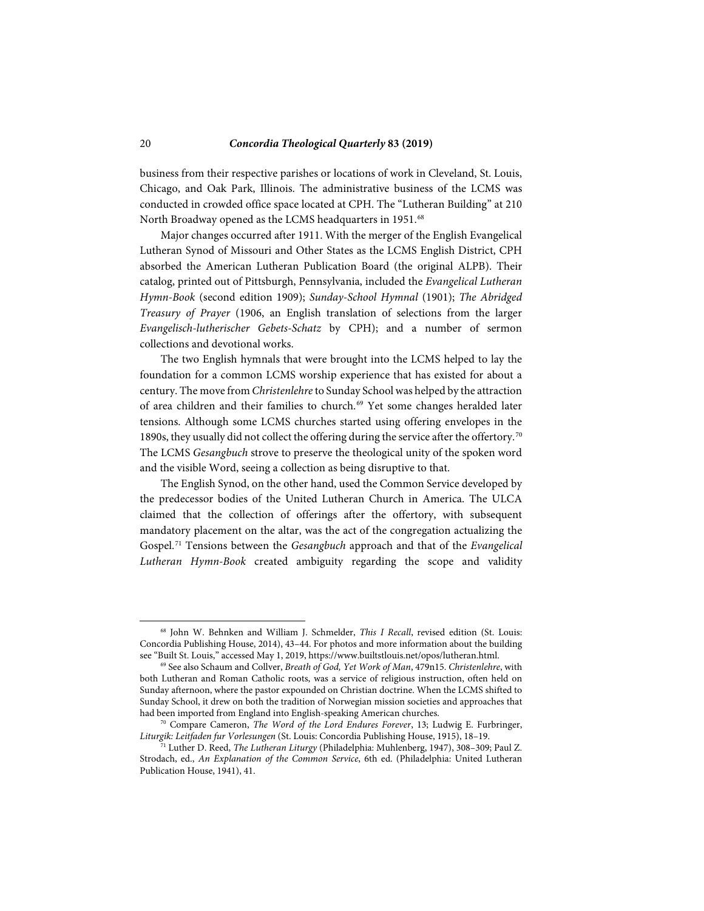business from their respective parishes or locations of work in Cleveland, St. Louis, Chicago, and Oak Park, Illinois. The administrative business of the LCMS was conducted in crowded office space located at CPH. The "Lutheran Building" at 210 North Broadway opened as the LCMS headquarters in 1951.[68]

Major changes occurred after 1911. With the merger of the English Evangelical Lutheran Synod of Missouri and Other States as the LCMS English District, CPH absorbed the American Lutheran Publication Board (the original ALPB). Their catalog, printed out of Pittsburgh, Pennsylvania, included the *Evangelical Lutheran Hymn-Book* (second edition 1909); *Sunday-School Hymnal* (1901); *The Abridged Treasury of Prayer* (1906, an English translation of selections from the larger *Evangelisch-lutherischer Gebets-Schatz* by CPH); and a number of sermon collections and devotional works.

The two English hymnals that were brought into the LCMS helped to lay the foundation for a common LCMS worship experience that has existed for about a century. The move from *Christenlehre* to Sunday School was helped by the attraction of area children and their families to church.[69] Yet some changes heralded later tensions. Although some LCMS churches started using offering envelopes in the 1890s, they usually did not collect the offering during the service after the offertory.[70] The LCMS *Gesangbuch* strove to preserve the theological unity of the spoken word and the visible Word, seeing a collection as being disruptive to that.

The English Synod, on the other hand, used the Common Service developed by the predecessor bodies of the United Lutheran Church in America. The ULCA claimed that the collection of offerings after the offertory, with subsequent mandatory placement on the altar, was the act of the congregation actualizing the Gospel.[71] Tensions between the *Gesangbuch* approach and that of the *Evangelical Lutheran Hymn-Book* created ambiguity regarding the scope and validity

---

[68] John W. Behnken and William J. Schmelder, *This I Recall*, revised edition (St. Louis: Concordia Publishing House, 2014), 43–44. For photos and more information about the building see "Built St. Louis," accessed May 1, 2019, https://www.builtstlouis.net/opos/lutheran.html.

[69] See also Schaum and Collver, *Breath of God, Yet Work of Man*, 479n15. *Christenlehre*, with both Lutheran and Roman Catholic roots, was a service of religious instruction, often held on Sunday afternoon, where the pastor expounded on Christian doctrine. When the LCMS shifted to Sunday School, it drew on both the tradition of Norwegian mission societies and approaches that had been imported from England into English-speaking American churches.

[70] Compare Cameron, *The Word of the Lord Endures Forever*, 13; Ludwig E. Furbringer, *Liturgik: Leitfaden fur Vorlesungen* (St. Louis: Concordia Publishing House, 1915), 18–19.

[71] Luther D. Reed, *The Lutheran Liturgy* (Philadelphia: Muhlenberg, 1947), 308–309; Paul Z. Strodach, ed., *An Explanation of the Common Service*, 6th ed. (Philadelphia: United Lutheran Publication House, 1941), 41.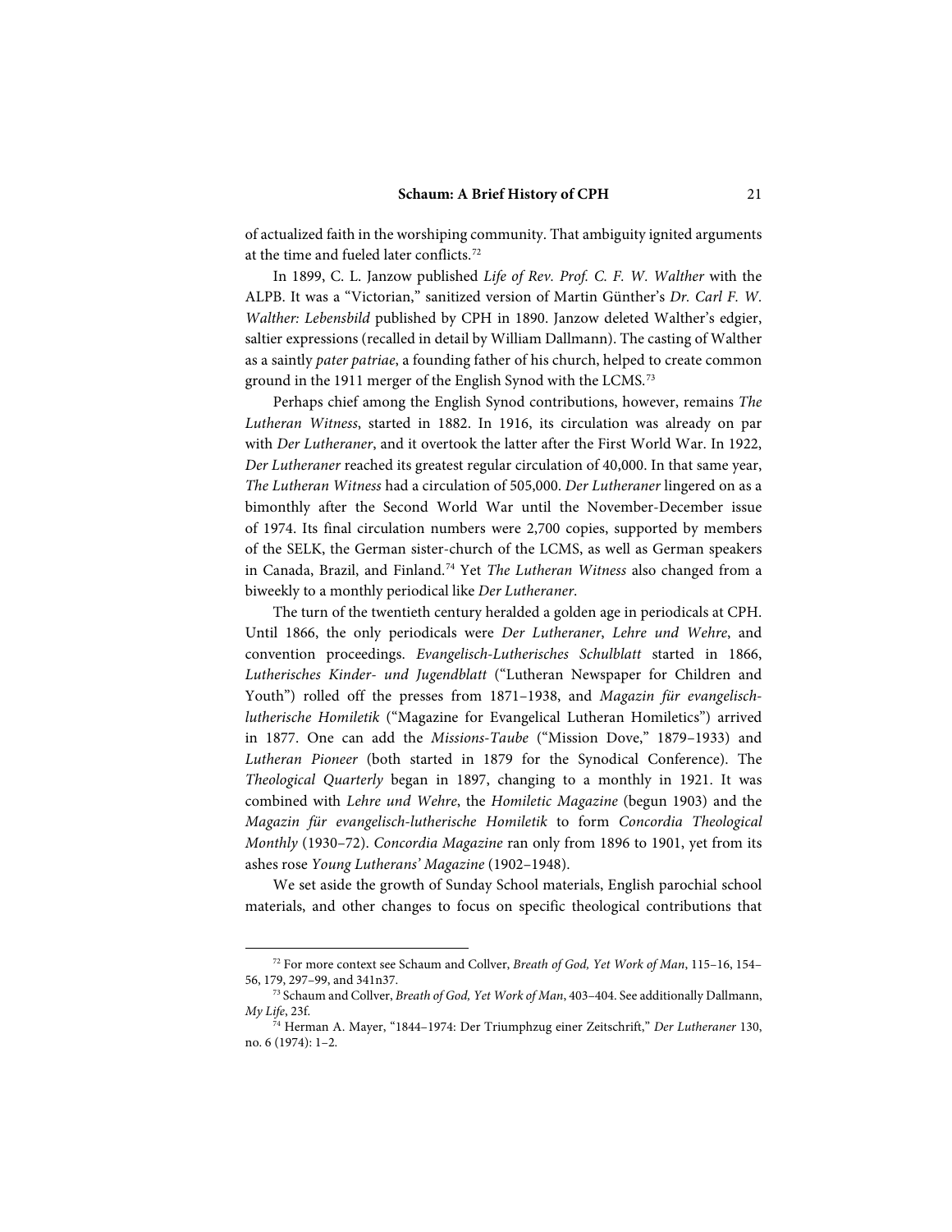of actualized faith in the worshiping community. That ambiguity ignited arguments at the time and fueled later conflicts.[72]

In 1899, C. L. Janzow published *Life of Rev. Prof. C. F. W. Walther* with the ALPB. It was a "Victorian," sanitized version of Martin Günther's *Dr. Carl F. W. Walther: Lebensbild* published by CPH in 1890. Janzow deleted Walther's edgier, saltier expressions (recalled in detail by William Dallmann). The casting of Walther as a saintly *pater patriae*, a founding father of his church, helped to create common ground in the 1911 merger of the English Synod with the LCMS.[73]

Perhaps chief among the English Synod contributions, however, remains *The Lutheran Witness*, started in 1882. In 1916, its circulation was already on par with *Der Lutheraner*, and it overtook the latter after the First World War. In 1922, *Der Lutheraner* reached its greatest regular circulation of 40,000. In that same year, *The Lutheran Witness* had a circulation of 505,000. *Der Lutheraner* lingered on as a bimonthly after the Second World War until the November-December issue of 1974. Its final circulation numbers were 2,700 copies, supported by members of the SELK, the German sister-church of the LCMS, as well as German speakers in Canada, Brazil, and Finland.[74] Yet *The Lutheran Witness* also changed from a biweekly to a monthly periodical like *Der Lutheraner*.

The turn of the twentieth century heralded a golden age in periodicals at CPH. Until 1866, the only periodicals were *Der Lutheraner*, *Lehre und Wehre*, and convention proceedings. *Evangelisch-Lutherisches Schulblatt* started in 1866, *Lutherisches Kinder- und Jugendblatt* ("Lutheran Newspaper for Children and Youth") rolled off the presses from 1871–1938, and *Magazin für evangelisch-lutherische Homiletik* ("Magazine for Evangelical Lutheran Homiletics") arrived in 1877. One can add the *Missions-Taube* ("Mission Dove," 1879–1933) and *Lutheran Pioneer* (both started in 1879 for the Synodical Conference). The *Theological Quarterly* began in 1897, changing to a monthly in 1921. It was combined with *Lehre und Wehre*, the *Homiletic Magazine* (begun 1903) and the *Magazin für evangelisch-lutherische Homiletik* to form *Concordia Theological Monthly* (1930–72). *Concordia Magazine* ran only from 1896 to 1901, yet from its ashes rose *Young Lutherans' Magazine* (1902–1948).

We set aside the growth of Sunday School materials, English parochial school materials, and other changes to focus on specific theological contributions that

---

[72] For more context see Schaum and Collver, *Breath of God, Yet Work of Man*, 115–16, 154–56, 179, 297–99, and 341n37.

[73] Schaum and Collver, *Breath of God, Yet Work of Man*, 403–404. See additionally Dallmann, *My Life*, 23f.

[74] Herman A. Mayer, "1844–1974: Der Triumphzug einer Zeitschrift," *Der Lutheraner* 130, no. 6 (1974): 1–2.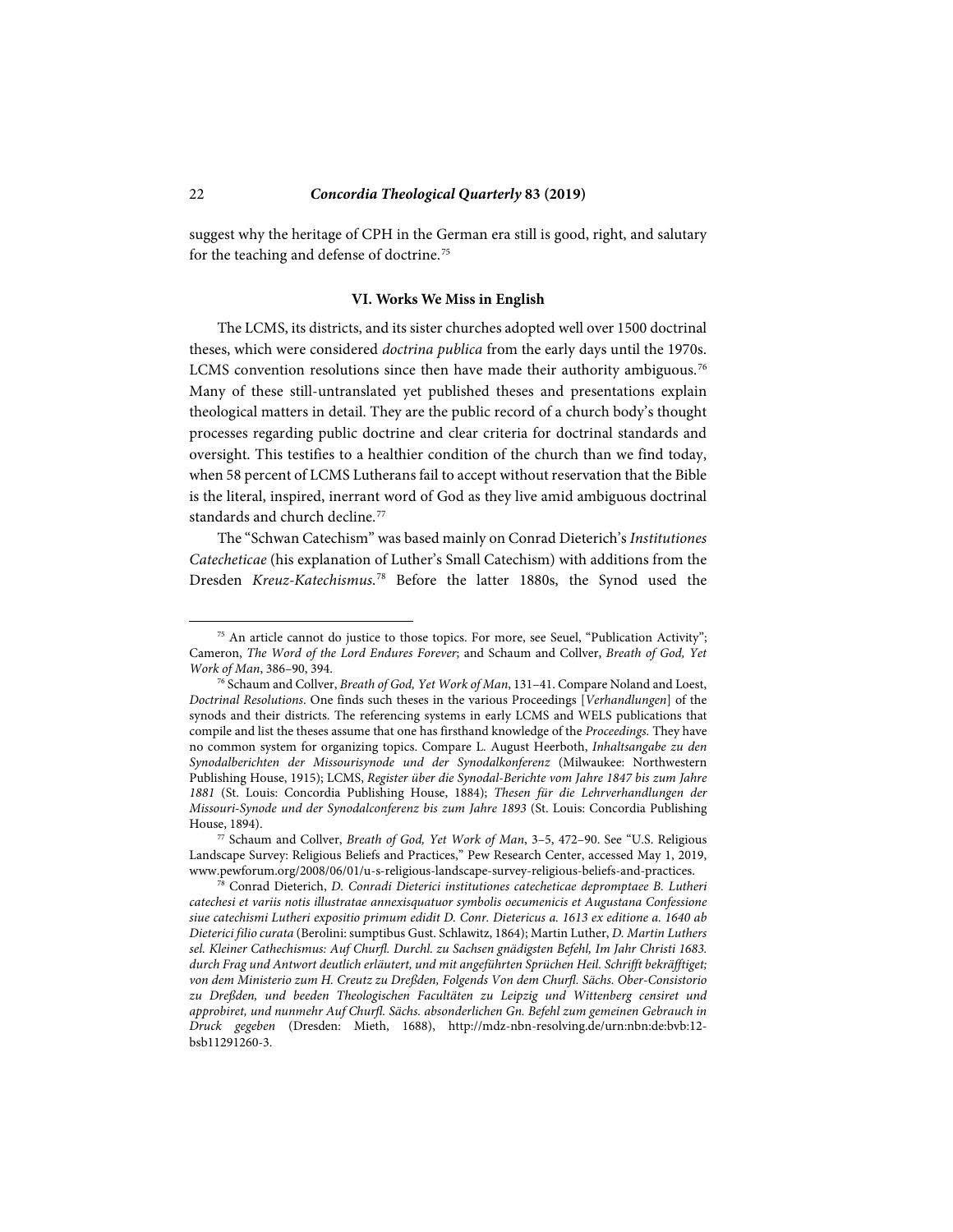suggest why the heritage of CPH in the German era still is good, right, and salutary for the teaching and defense of doctrine.[75]

### VI. Works We Miss in English

The LCMS, its districts, and its sister churches adopted well over 1500 doctrinal theses, which were considered *doctrina publica* from the early days until the 1970s. LCMS convention resolutions since then have made their authority ambiguous.[76] Many of these still-untranslated yet published theses and presentations explain theological matters in detail. They are the public record of a church body's thought processes regarding public doctrine and clear criteria for doctrinal standards and oversight. This testifies to a healthier condition of the church than we find today, when 58 percent of LCMS Lutherans fail to accept without reservation that the Bible is the literal, inspired, inerrant word of God as they live amid ambiguous doctrinal standards and church decline.[77]

The "Schwan Catechism" was based mainly on Conrad Dieterich's *Institutiones Catecheticae* (his explanation of Luther's Small Catechism) with additions from the Dresden *Kreuz-Katechismus*.[78] Before the latter 1880s, the Synod used the

---

[75] An article cannot do justice to those topics. For more, see Seuel, "Publication Activity"; Cameron, *The Word of the Lord Endures Forever*; and Schaum and Collver, *Breath of God, Yet Work of Man*, 386–90, 394.

[76] Schaum and Collver, *Breath of God, Yet Work of Man*, 131–41. Compare Noland and Loest, *Doctrinal Resolutions*. One finds such theses in the various Proceedings [*Verhandlungen*] of the synods and their districts. The referencing systems in early LCMS and WELS publications that compile and list the theses assume that one has firsthand knowledge of the *Proceedings*. They have no common system for organizing topics. Compare L. August Heerboth, *Inhaltsangabe zu den Synodalberichten der Missourisynode und der Synodalkonferenz* (Milwaukee: Northwestern Publishing House, 1915); LCMS, *Register über die Synodal-Berichte vom Jahre 1847 bis zum Jahre 1881* (St. Louis: Concordia Publishing House, 1884); *Thesen für die Lehrverhandlungen der Missouri-Synode und der Synodalconferenz bis zum Jahre 1893* (St. Louis: Concordia Publishing House, 1894).

[77] Schaum and Collver, *Breath of God, Yet Work of Man*, 3–5, 472–90. See "U.S. Religious Landscape Survey: Religious Beliefs and Practices," Pew Research Center, accessed May 1, 2019, www.pewforum.org/2008/06/01/u-s-religious-landscape-survey-religious-beliefs-and-practices.

[78] Conrad Dieterich, *D. Conradi Dieterici institutiones catecheticae depromptaee B. Lutheri catechesi et variis notis illustratae annexisquatuor symbolis oecumenicis et Augustana Confessione siue catechismi Lutheri expositio primum edidit D. Conr. Dietericus a. 1613 ex editione a. 1640 ab Dieterici filio curata* (Berolini: sumptibus Gust. Schlawitz, 1864); Martin Luther, *D. Martin Luthers sel. Kleiner Cathechismus: Auf Churfl. Durchl. zu Sachsen gnädigsten Befehl, Im Jahr Christi 1683. durch Frag und Antwort deutlich erläutert, und mit angeführten Sprüchen Heil. Schrifft bekräfftiget; von dem Ministerio zum H. Creutz zu Dreßden, Folgends Von dem Churfl. Sächs. Ober-Consistorio zu Dreßden, und beeden Theologischen Facultäten zu Leipzig und Wittenberg censiret und approbiret, und nunmehr Auf Churfl. Sächs. absonderlichen Gn. Befehl zum gemeinen Gebrauch in Druck gegeben* (Dresden: Mieth, 1688), http://mdz-nbn-resolving.de/urn:nbn:de:bvb:12-bsb11291260-3.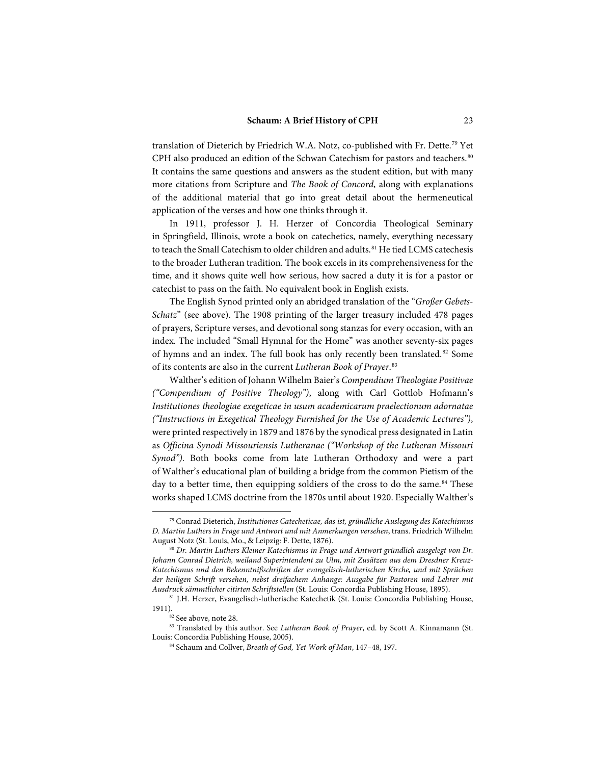translation of Dieterich by Friedrich W.A. Notz, co-published with Fr. Dette.[79] Yet CPH also produced an edition of the Schwan Catechism for pastors and teachers.[80] It contains the same questions and answers as the student edition, but with many more citations from Scripture and *The Book of Concord*, along with explanations of the additional material that go into great detail about the hermeneutical application of the verses and how one thinks through it.

In 1911, professor J. H. Herzer of Concordia Theological Seminary in Springfield, Illinois, wrote a book on catechetics, namely, everything necessary to teach the Small Catechism to older children and adults.[81] He tied LCMS catechesis to the broader Lutheran tradition. The book excels in its comprehensiveness for the time, and it shows quite well how serious, how sacred a duty it is for a pastor or catechist to pass on the faith. No equivalent book in English exists.

The English Synod printed only an abridged translation of the "*Großer Gebets-Schatz*" (see above). The 1908 printing of the larger treasury included 478 pages of prayers, Scripture verses, and devotional song stanzas for every occasion, with an index. The included "Small Hymnal for the Home" was another seventy-six pages of hymns and an index. The full book has only recently been translated.[82] Some of its contents are also in the current *Lutheran Book of Prayer*.[83]

Walther's edition of Johann Wilhelm Baier's *Compendium Theologiae Positivae ("Compendium of Positive Theology")*, along with Carl Gottlob Hofmann's *Institutiones theologiae exegeticae in usum academicarum praelectionum adornatae ("Instructions in Exegetical Theology Furnished for the Use of Academic Lectures")*, were printed respectively in 1879 and 1876 by the synodical press designated in Latin as *Officina Synodi Missouriensis Lutheranae ("Workshop of the Lutheran Missouri Synod")*. Both books come from late Lutheran Orthodoxy and were a part of Walther's educational plan of building a bridge from the common Pietism of the day to a better time, then equipping soldiers of the cross to do the same.[84] These works shaped LCMS doctrine from the 1870s until about 1920. Especially Walther's

---

[79] Conrad Dieterich, *Institutiones Catecheticae, das ist, gründliche Auslegung des Katechismus D. Martin Luthers in Frage und Antwort und mit Anmerkungen versehen*, trans. Friedrich Wilhelm August Notz (St. Louis, Mo., & Leipzig: F. Dette, 1876).

[80] *Dr. Martin Luthers Kleiner Katechismus in Frage und Antwort gründlich ausgelegt von Dr. Johann Conrad Dietrich, weiland Superintendent zu Ulm, mit Zusätzen aus dem Dresdner Kreuz-Katechismus und den Bekenntnißschriften der evangelisch-lutherischen Kirche, und mit Sprüchen der heiligen Schrift versehen, nebst dreifachem Anhange: Ausgabe für Pastoren und Lehrer mit Ausdruck sämmtlicher citirten Schriftstellen* (St. Louis: Concordia Publishing House, 1895).

[81] J.H. Herzer, Evangelisch-lutherische Katechetik (St. Louis: Concordia Publishing House, 1911).

[82] See above, note 28.

[83] Translated by this author. See *Lutheran Book of Prayer*, ed. by Scott A. Kinnamann (St. Louis: Concordia Publishing House, 2005).

[84] Schaum and Collver, *Breath of God, Yet Work of Man*, 147–48, 197.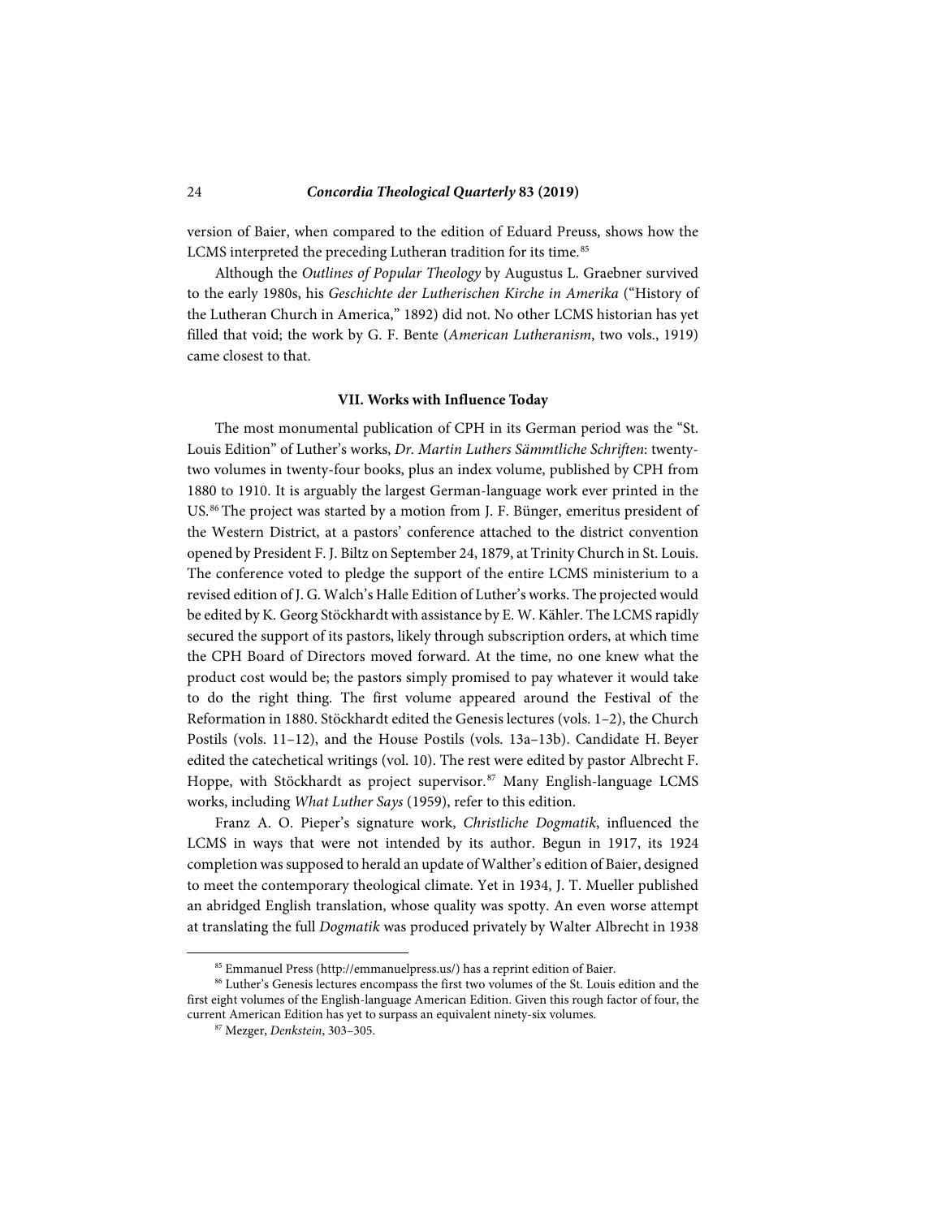version of Baier, when compared to the edition of Eduard Preuss, shows how the LCMS interpreted the preceding Lutheran tradition for its time.[85]

Although the *Outlines of Popular Theology* by Augustus L. Graebner survived to the early 1980s, his *Geschichte der Lutherischen Kirche in Amerika* ("History of the Lutheran Church in America," 1892) did not. No other LCMS historian has yet filled that void; the work by G. F. Bente (*American Lutheranism*, two vols., 1919) came closest to that.

### VII. Works with Influence Today

The most monumental publication of CPH in its German period was the "St. Louis Edition" of Luther's works, *Dr. Martin Luthers Sämmtliche Schriften*: twenty-two volumes in twenty-four books, plus an index volume, published by CPH from 1880 to 1910. It is arguably the largest German-language work ever printed in the US.[86] The project was started by a motion from J. F. Bünger, emeritus president of the Western District, at a pastors' conference attached to the district convention opened by President F. J. Biltz on September 24, 1879, at Trinity Church in St. Louis. The conference voted to pledge the support of the entire LCMS ministerium to a revised edition of J. G. Walch's Halle Edition of Luther's works. The projected would be edited by K. Georg Stöckhardt with assistance by E. W. Kähler. The LCMS rapidly secured the support of its pastors, likely through subscription orders, at which time the CPH Board of Directors moved forward. At the time, no one knew what the product cost would be; the pastors simply promised to pay whatever it would take to do the right thing. The first volume appeared around the Festival of the Reformation in 1880. Stöckhardt edited the Genesis lectures (vols. 1–2), the Church Postils (vols. 11–12), and the House Postils (vols. 13a–13b). Candidate H. Beyer edited the catechetical writings (vol. 10). The rest were edited by pastor Albrecht F. Hoppe, with Stöckhardt as project supervisor.[87] Many English-language LCMS works, including *What Luther Says* (1959), refer to this edition.

Franz A. O. Pieper's signature work, *Christliche Dogmatik*, influenced the LCMS in ways that were not intended by its author. Begun in 1917, its 1924 completion was supposed to herald an update of Walther's edition of Baier, designed to meet the contemporary theological climate. Yet in 1934, J. T. Mueller published an abridged English translation, whose quality was spotty. An even worse attempt at translating the full *Dogmatik* was produced privately by Walter Albrecht in 1938

---

[85] Emmanuel Press (http://emmanuelpress.us/) has a reprint edition of Baier.

[86] Luther's Genesis lectures encompass the first two volumes of the St. Louis edition and the first eight volumes of the English-language American Edition. Given this rough factor of four, the current American Edition has yet to surpass an equivalent ninety-six volumes.

[87] Mezger, *Denkstein*, 303–305.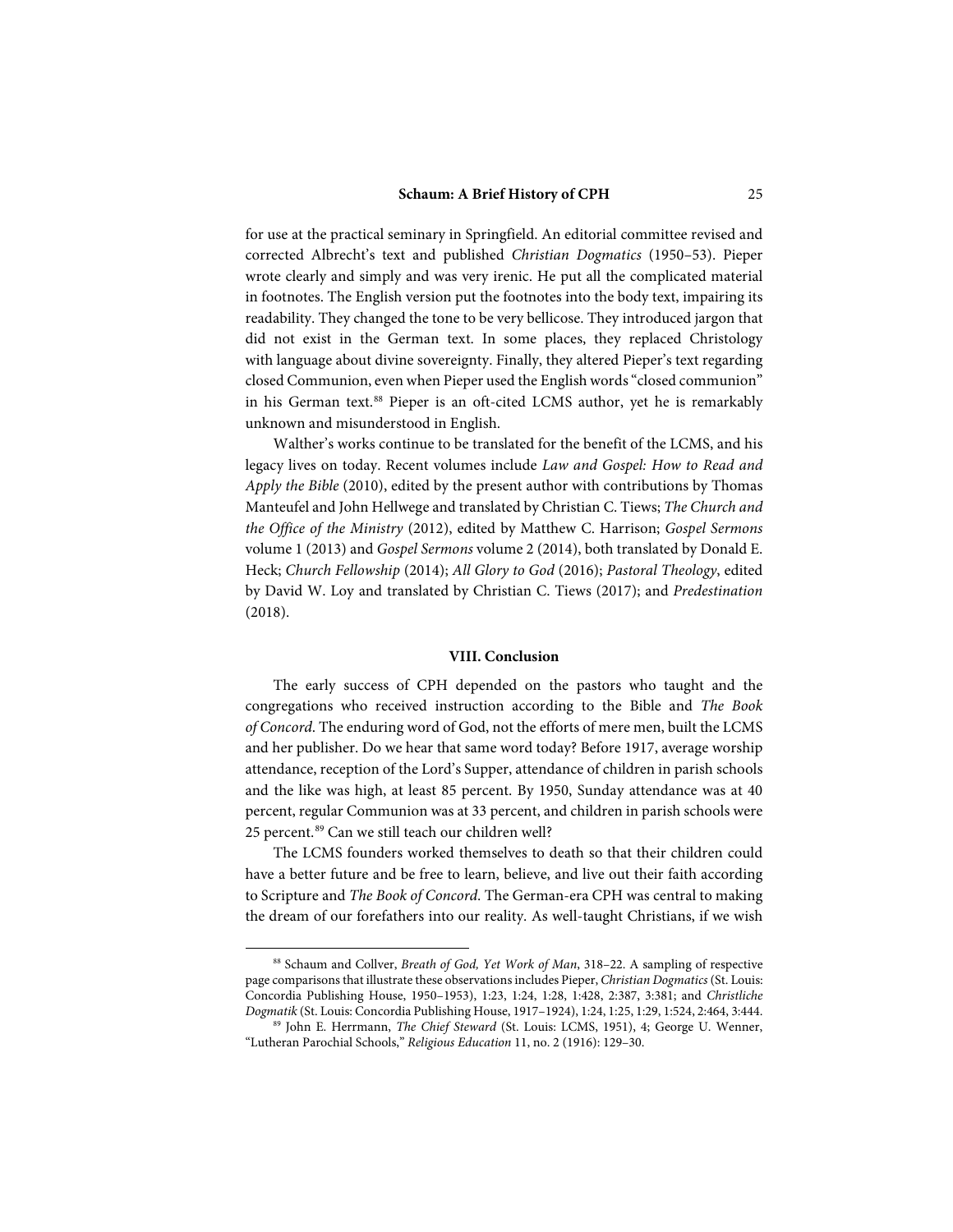for use at the practical seminary in Springfield. An editorial committee revised and corrected Albrecht's text and published *Christian Dogmatics* (1950–53). Pieper wrote clearly and simply and was very irenic. He put all the complicated material in footnotes. The English version put the footnotes into the body text, impairing its readability. They changed the tone to be very bellicose. They introduced jargon that did not exist in the German text. In some places, they replaced Christology with language about divine sovereignty. Finally, they altered Pieper's text regarding closed Communion, even when Pieper used the English words "closed communion" in his German text.[88] Pieper is an oft-cited LCMS author, yet he is remarkably unknown and misunderstood in English.

Walther's works continue to be translated for the benefit of the LCMS, and his legacy lives on today. Recent volumes include *Law and Gospel: How to Read and Apply the Bible* (2010), edited by the present author with contributions by Thomas Manteufel and John Hellwege and translated by Christian C. Tiews; *The Church and the Office of the Ministry* (2012), edited by Matthew C. Harrison; *Gospel Sermons* volume 1 (2013) and *Gospel Sermons* volume 2 (2014), both translated by Donald E. Heck; *Church Fellowship* (2014); *All Glory to God* (2016); *Pastoral Theology*, edited by David W. Loy and translated by Christian C. Tiews (2017); and *Predestination* (2018).

## VIII. Conclusion

The early success of CPH depended on the pastors who taught and the congregations who received instruction according to the Bible and *The Book of Concord*. The enduring word of God, not the efforts of mere men, built the LCMS and her publisher. Do we hear that same word today? Before 1917, average worship attendance, reception of the Lord's Supper, attendance of children in parish schools and the like was high, at least 85 percent. By 1950, Sunday attendance was at 40 percent, regular Communion was at 33 percent, and children in parish schools were 25 percent.[89] Can we still teach our children well?

The LCMS founders worked themselves to death so that their children could have a better future and be free to learn, believe, and live out their faith according to Scripture and *The Book of Concord*. The German-era CPH was central to making the dream of our forefathers into our reality. As well-taught Christians, if we wish

---

[88] Schaum and Collver, *Breath of God, Yet Work of Man*, 318–22. A sampling of respective page comparisons that illustrate these observations includes Pieper, *Christian Dogmatics* (St. Louis: Concordia Publishing House, 1950–1953), 1:23, 1:24, 1:28, 1:428, 2:387, 3:381; and *Christliche Dogmatik* (St. Louis: Concordia Publishing House, 1917–1924), 1:24, 1:25, 1:29, 1:524, 2:464, 3:444.

[89] John E. Herrmann, *The Chief Steward* (St. Louis: LCMS, 1951), 4; George U. Wenner, "Lutheran Parochial Schools," *Religious Education* 11, no. 2 (1916): 129–30.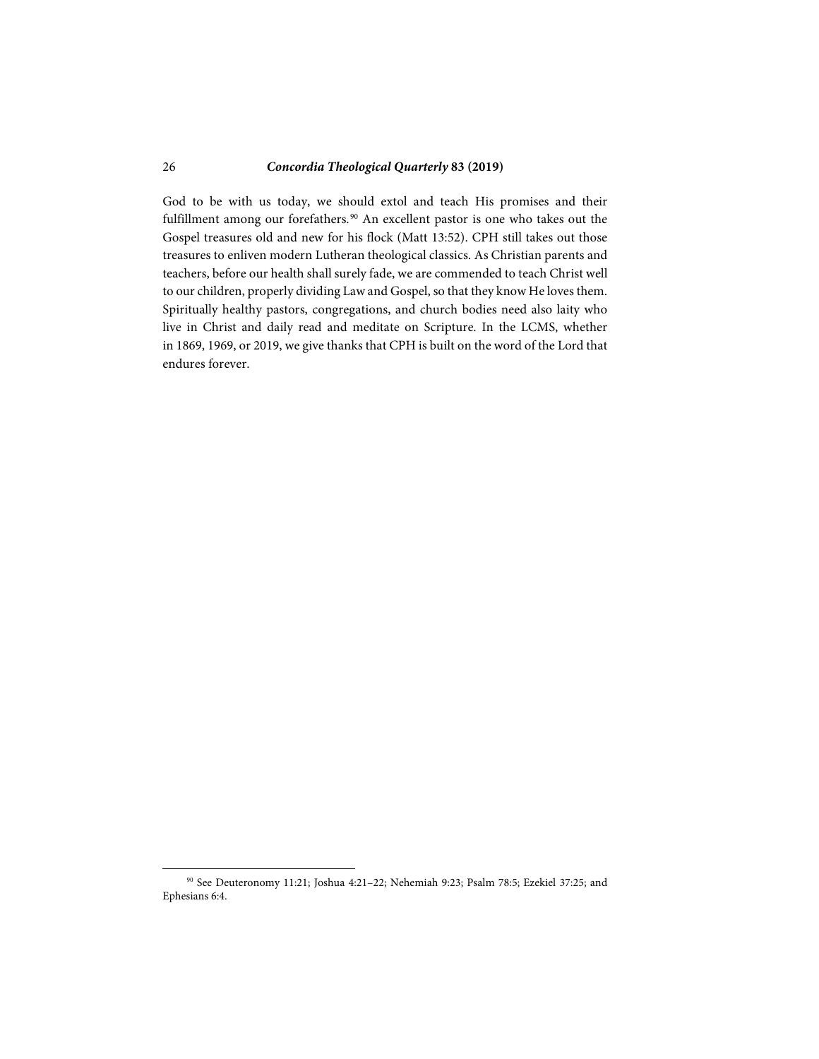God to be with us today, we should extol and teach His promises and their fulfillment among our forefathers.[90] An excellent pastor is one who takes out the Gospel treasures old and new for his flock (Matt 13:52). CPH still takes out those treasures to enliven modern Lutheran theological classics. As Christian parents and teachers, before our health shall surely fade, we are commended to teach Christ well to our children, properly dividing Law and Gospel, so that they know He loves them. Spiritually healthy pastors, congregations, and church bodies need also laity who live in Christ and daily read and meditate on Scripture. In the LCMS, whether in 1869, 1969, or 2019, we give thanks that CPH is built on the word of the Lord that endures forever.

---

[90] See Deuteronomy 11:21; Joshua 4:21–22; Nehemiah 9:23; Psalm 78:5; Ezekiel 37:25; and Ephesians 6:4.